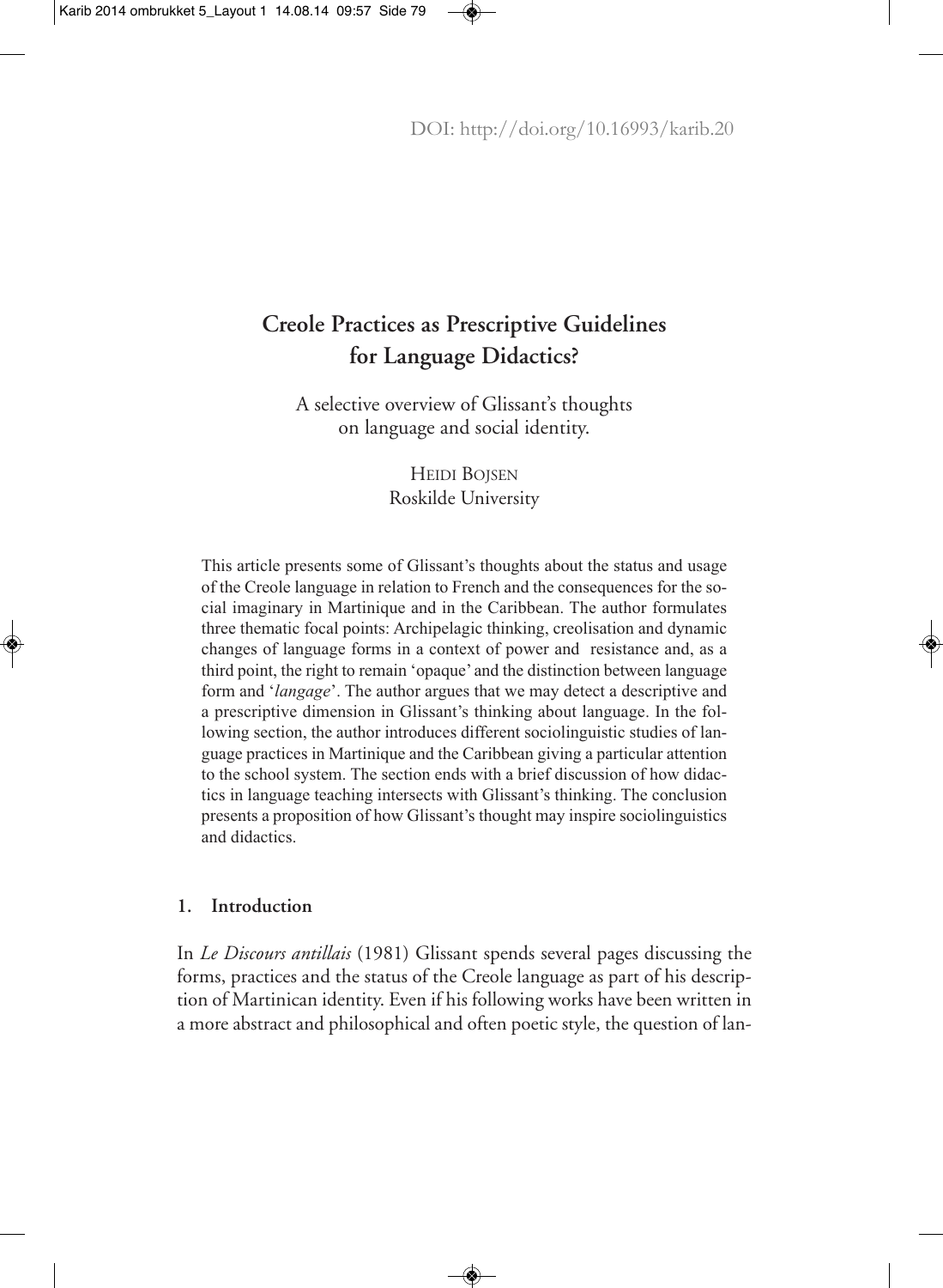DOI: http://doi.org/10.16993/karib.20

# Creole Practices as Prescriptive Guidelines for Language Didactics?

A selective overview of Glissant's thoughts on language and social identity.

HEIDI BOJSEN
Roskilde University

This article presents some of Glissant's thoughts about the status and usage of the Creole language in relation to French and the consequences for the social imaginary in Martinique and in the Caribbean. The author formulates three thematic focal points: Archipelagic thinking, creolisation and dynamic changes of language forms in a context of power and resistance and, as a third point, the right to remain 'opaque' and the distinction between language form and '*langage*'. The author argues that we may detect a descriptive and a prescriptive dimension in Glissant's thinking about language. In the following section, the author introduces different sociolinguistic studies of language practices in Martinique and the Caribbean giving a particular attention to the school system. The section ends with a brief discussion of how didactics in language teaching intersects with Glissant's thinking. The conclusion presents a proposition of how Glissant's thought may inspire sociolinguistics and didactics.

## 1. Introduction

In *Le Discours antillais* (1981) Glissant spends several pages discussing the forms, practices and the status of the Creole language as part of his description of Martinican identity. Even if his following works have been written in a more abstract and philosophical and often poetic style, the question of lan-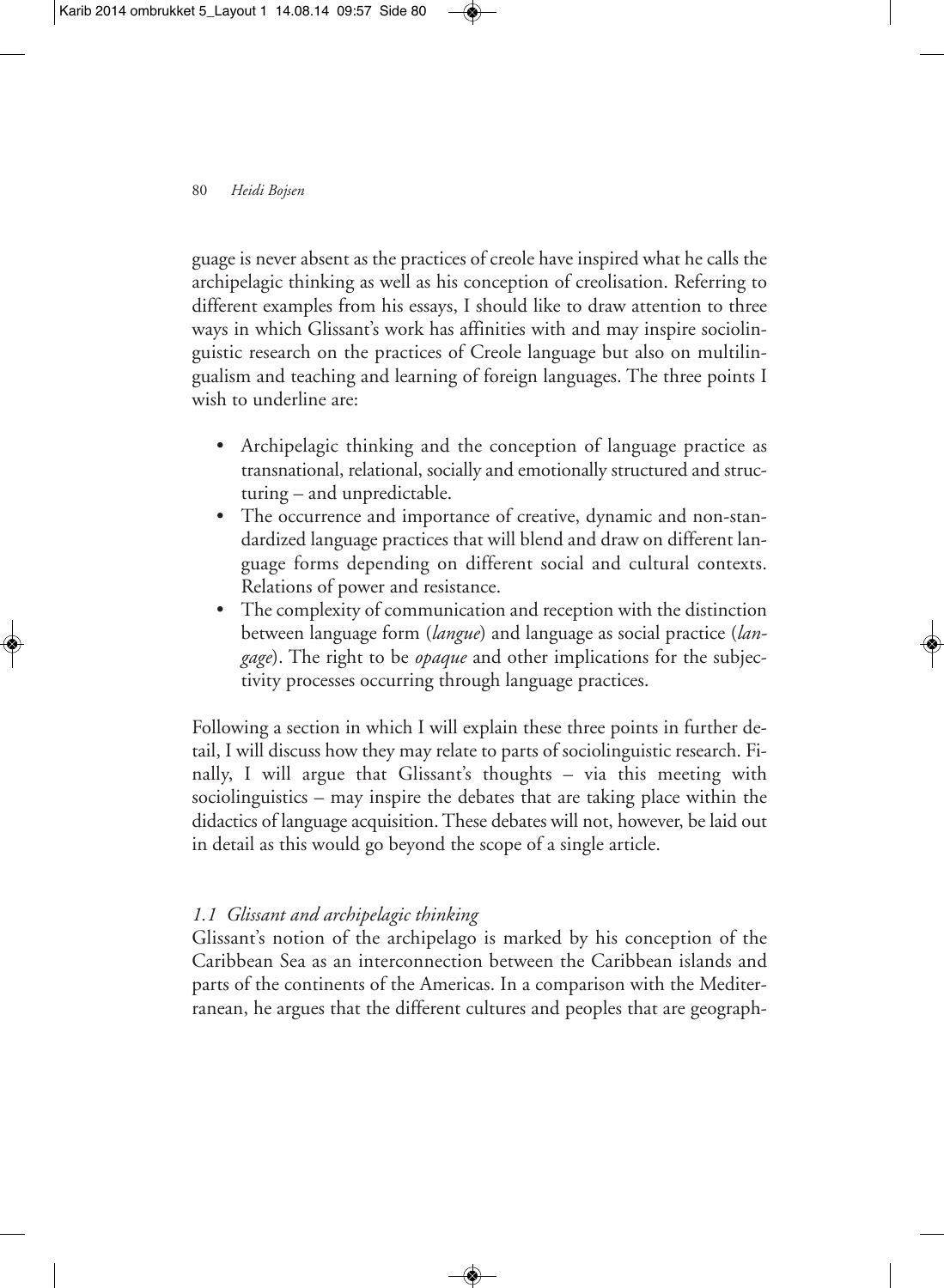guage is never absent as the practices of creole have inspired what he calls the archipelagic thinking as well as his conception of creolisation. Referring to different examples from his essays, I should like to draw attention to three ways in which Glissant's work has affinities with and may inspire sociolinguistic research on the practices of Creole language but also on multilingualism and teaching and learning of foreign languages. The three points I wish to underline are:

- Archipelagic thinking and the conception of language practice as transnational, relational, socially and emotionally structured and structuring – and unpredictable.
- The occurrence and importance of creative, dynamic and non-standardized language practices that will blend and draw on different language forms depending on different social and cultural contexts. Relations of power and resistance.
- The complexity of communication and reception with the distinction between language form (*langue*) and language as social practice (*langage*). The right to be *opaque* and other implications for the subjectivity processes occurring through language practices.

Following a section in which I will explain these three points in further detail, I will discuss how they may relate to parts of sociolinguistic research. Finally, I will argue that Glissant's thoughts – via this meeting with sociolinguistics – may inspire the debates that are taking place within the didactics of language acquisition. These debates will not, however, be laid out in detail as this would go beyond the scope of a single article.

### *1.1 Glissant and archipelagic thinking*

Glissant's notion of the archipelago is marked by his conception of the Caribbean Sea as an interconnection between the Caribbean islands and parts of the continents of the Americas. In a comparison with the Mediterranean, he argues that the different cultures and peoples that are geograph-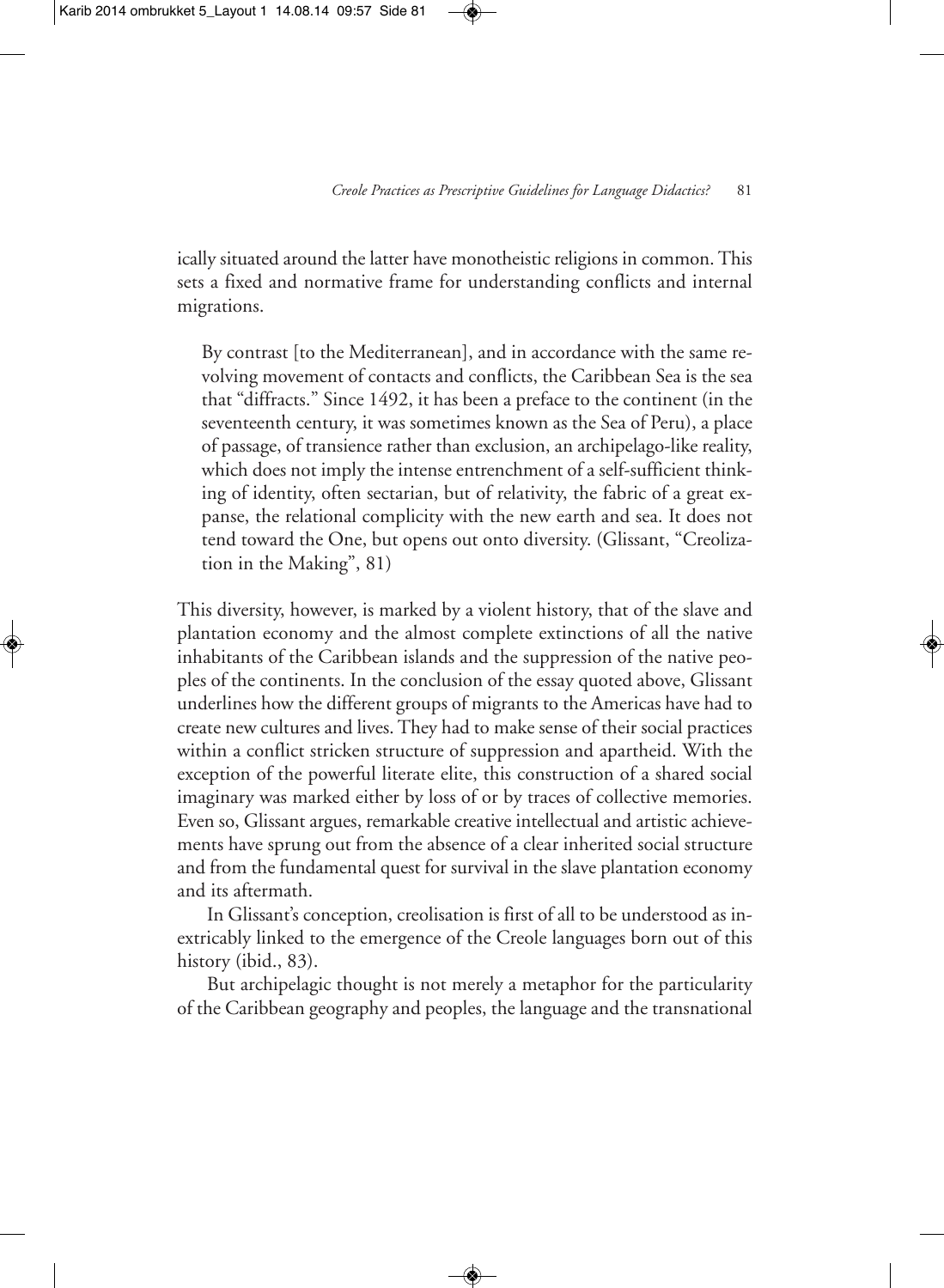ically situated around the latter have monotheistic religions in common. This sets a fixed and normative frame for understanding conflicts and internal migrations.

> By contrast [to the Mediterranean], and in accordance with the same revolving movement of contacts and conflicts, the Caribbean Sea is the sea that "diffracts." Since 1492, it has been a preface to the continent (in the seventeenth century, it was sometimes known as the Sea of Peru), a place of passage, of transience rather than exclusion, an archipelago-like reality, which does not imply the intense entrenchment of a self-sufficient thinking of identity, often sectarian, but of relativity, the fabric of a great expanse, the relational complicity with the new earth and sea. It does not tend toward the One, but opens out onto diversity. (Glissant, "Creolization in the Making", 81)

This diversity, however, is marked by a violent history, that of the slave and plantation economy and the almost complete extinctions of all the native inhabitants of the Caribbean islands and the suppression of the native peoples of the continents. In the conclusion of the essay quoted above, Glissant underlines how the different groups of migrants to the Americas have had to create new cultures and lives. They had to make sense of their social practices within a conflict stricken structure of suppression and apartheid. With the exception of the powerful literate elite, this construction of a shared social imaginary was marked either by loss of or by traces of collective memories. Even so, Glissant argues, remarkable creative intellectual and artistic achievements have sprung out from the absence of a clear inherited social structure and from the fundamental quest for survival in the slave plantation economy and its aftermath.

In Glissant's conception, creolisation is first of all to be understood as inextricably linked to the emergence of the Creole languages born out of this history (ibid., 83).

But archipelagic thought is not merely a metaphor for the particularity of the Caribbean geography and peoples, the language and the transnational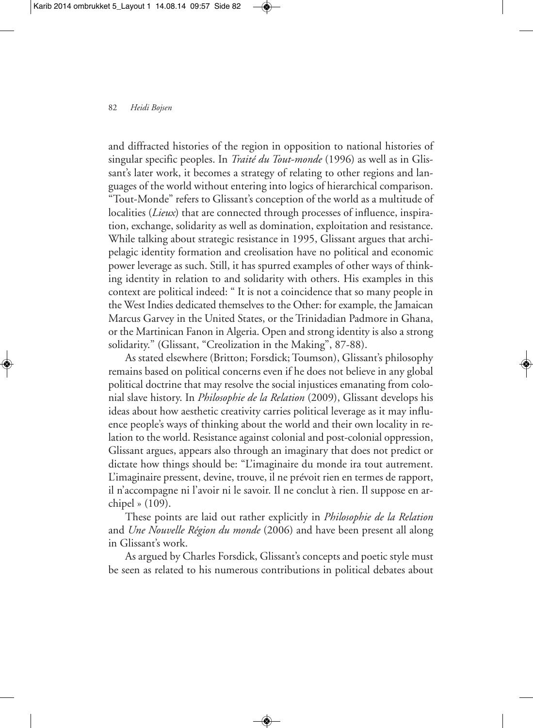and diffracted histories of the region in opposition to national histories of singular specific peoples. In *Traité du Tout-monde* (1996) as well as in Glissant's later work, it becomes a strategy of relating to other regions and languages of the world without entering into logics of hierarchical comparison. "Tout-Monde" refers to Glissant's conception of the world as a multitude of localities (*Lieux*) that are connected through processes of influence, inspiration, exchange, solidarity as well as domination, exploitation and resistance. While talking about strategic resistance in 1995, Glissant argues that archipelagic identity formation and creolisation have no political and economic power leverage as such. Still, it has spurred examples of other ways of thinking identity in relation to and solidarity with others. His examples in this context are political indeed: " It is not a coincidence that so many people in the West Indies dedicated themselves to the Other: for example, the Jamaican Marcus Garvey in the United States, or the Trinidadian Padmore in Ghana, or the Martinican Fanon in Algeria. Open and strong identity is also a strong solidarity." (Glissant, "Creolization in the Making", 87-88).

As stated elsewhere (Britton; Forsdick; Toumson), Glissant's philosophy remains based on political concerns even if he does not believe in any global political doctrine that may resolve the social injustices emanating from colonial slave history. In *Philosophie de la Relation* (2009), Glissant develops his ideas about how aesthetic creativity carries political leverage as it may influence people's ways of thinking about the world and their own locality in relation to the world. Resistance against colonial and post-colonial oppression, Glissant argues, appears also through an imaginary that does not predict or dictate how things should be: "L'imaginaire du monde ira tout autrement. L'imaginaire pressent, devine, trouve, il ne prévoit rien en termes de rapport, il n'accompagne ni l'avoir ni le savoir. Il ne conclut à rien. Il suppose en archipel » (109).

These points are laid out rather explicitly in *Philosophie de la Relation* and *Une Nouvelle Région du monde* (2006) and have been present all along in Glissant's work.

As argued by Charles Forsdick, Glissant's concepts and poetic style must be seen as related to his numerous contributions in political debates about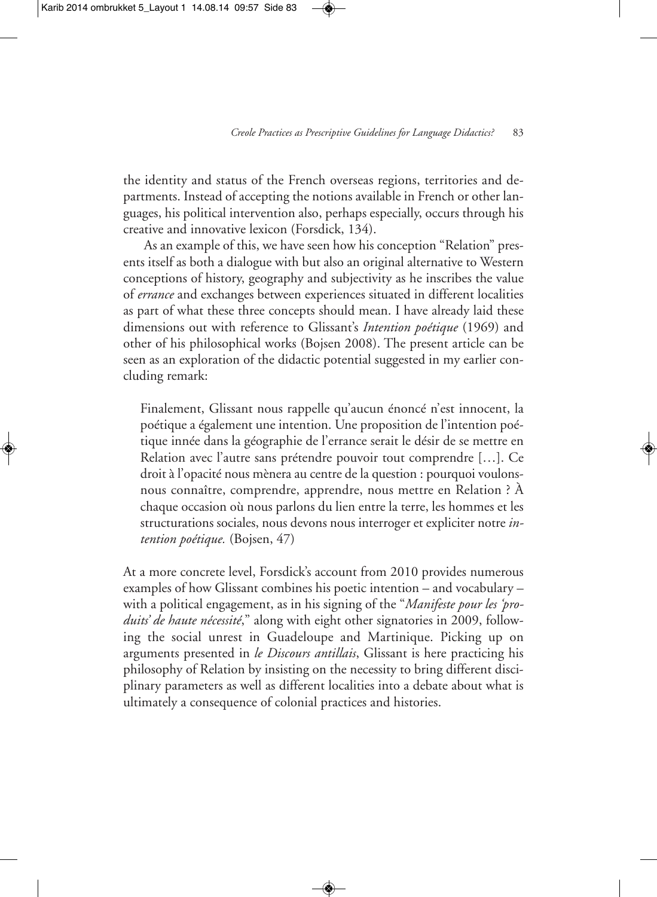the identity and status of the French overseas regions, territories and departments. Instead of accepting the notions available in French or other languages, his political intervention also, perhaps especially, occurs through his creative and innovative lexicon (Forsdick, 134).

As an example of this, we have seen how his conception "Relation" presents itself as both a dialogue with but also an original alternative to Western conceptions of history, geography and subjectivity as he inscribes the value of *errance* and exchanges between experiences situated in different localities as part of what these three concepts should mean. I have already laid these dimensions out with reference to Glissant's *Intention poétique* (1969) and other of his philosophical works (Bojsen 2008). The present article can be seen as an exploration of the didactic potential suggested in my earlier concluding remark:

> Finalement, Glissant nous rappelle qu'aucun énoncé n'est innocent, la poétique a également une intention. Une proposition de l'intention poétique innée dans la géographie de l'errance serait le désir de se mettre en Relation avec l'autre sans prétendre pouvoir tout comprendre […]. Ce droit à l'opacité nous mènera au centre de la question : pourquoi voulons-nous connaître, comprendre, apprendre, nous mettre en Relation ? À chaque occasion où nous parlons du lien entre la terre, les hommes et les structurations sociales, nous devons nous interroger et expliciter notre *intention poétique.* (Bojsen, 47)

At a more concrete level, Forsdick's account from 2010 provides numerous examples of how Glissant combines his poetic intention – and vocabulary – with a political engagement, as in his signing of the "*Manifeste pour les 'produits' de haute nécessité*," along with eight other signatories in 2009, following the social unrest in Guadeloupe and Martinique. Picking up on arguments presented in *le Discours antillais*, Glissant is here practicing his philosophy of Relation by insisting on the necessity to bring different disciplinary parameters as well as different localities into a debate about what is ultimately a consequence of colonial practices and histories.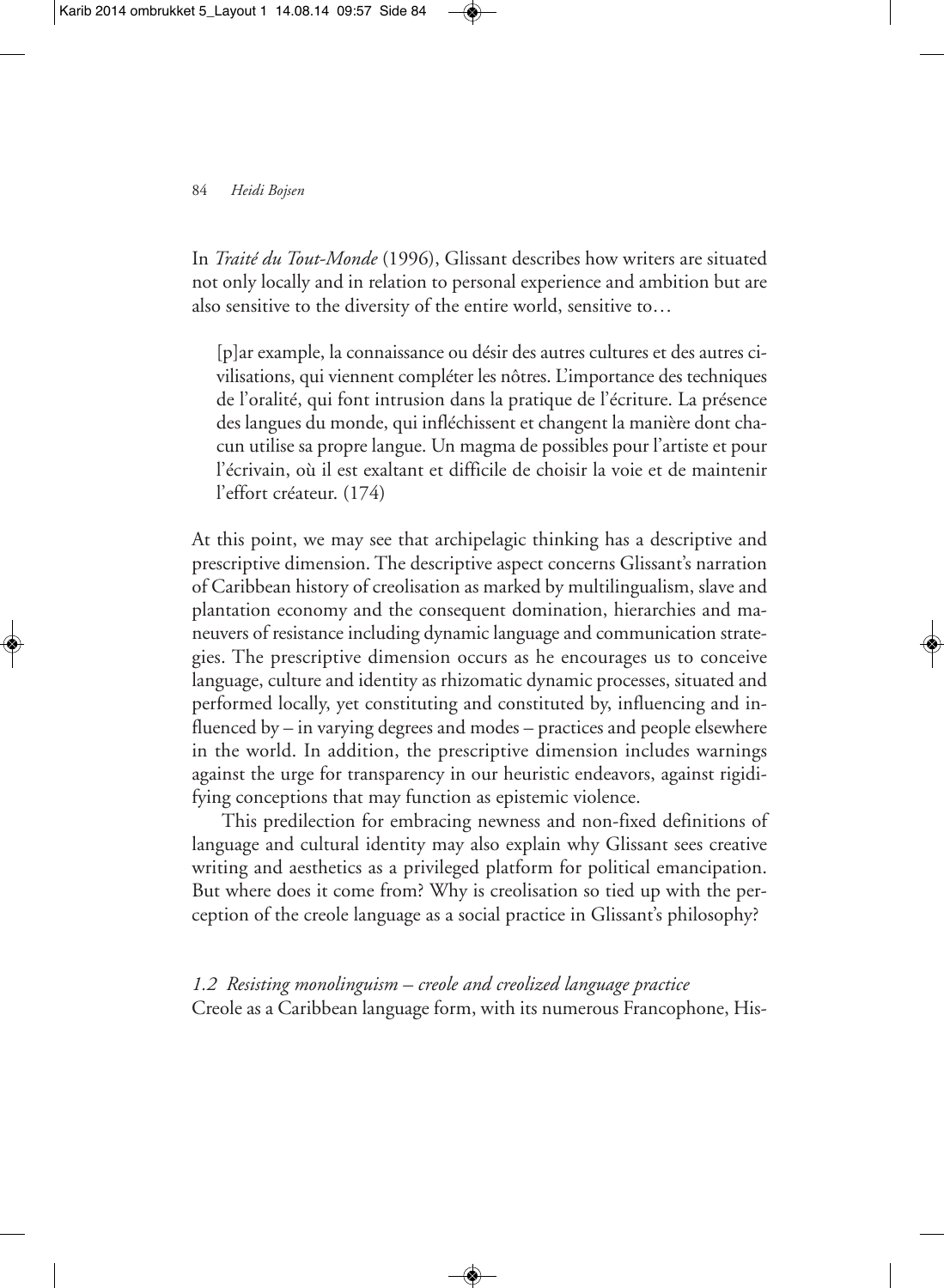In *Traité du Tout-Monde* (1996), Glissant describes how writers are situated not only locally and in relation to personal experience and ambition but are also sensitive to the diversity of the entire world, sensitive to…

> [p]ar example, la connaissance ou désir des autres cultures et des autres civilisations, qui viennent compléter les nôtres. L'importance des techniques de l'oralité, qui font intrusion dans la pratique de l'écriture. La présence des langues du monde, qui infléchissent et changent la manière dont chacun utilise sa propre langue. Un magma de possibles pour l'artiste et pour l'écrivain, où il est exaltant et difficile de choisir la voie et de maintenir l'effort créateur. (174)

At this point, we may see that archipelagic thinking has a descriptive and prescriptive dimension. The descriptive aspect concerns Glissant's narration of Caribbean history of creolisation as marked by multilingualism, slave and plantation economy and the consequent domination, hierarchies and maneuvers of resistance including dynamic language and communication strategies. The prescriptive dimension occurs as he encourages us to conceive language, culture and identity as rhizomatic dynamic processes, situated and performed locally, yet constituting and constituted by, influencing and influenced by – in varying degrees and modes – practices and people elsewhere in the world. In addition, the prescriptive dimension includes warnings against the urge for transparency in our heuristic endeavors, against rigidifying conceptions that may function as epistemic violence.

This predilection for embracing newness and non-fixed definitions of language and cultural identity may also explain why Glissant sees creative writing and aesthetics as a privileged platform for political emancipation. But where does it come from? Why is creolisation so tied up with the perception of the creole language as a social practice in Glissant's philosophy?

*1.2 Resisting monolinguism – creole and creolized language practice*

Creole as a Caribbean language form, with its numerous Francophone, His-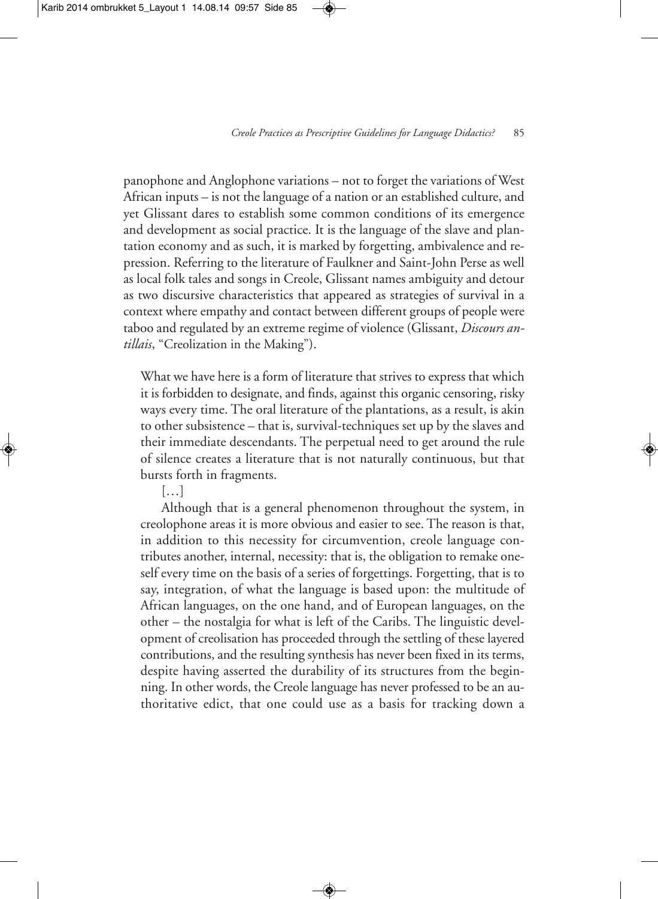panophone and Anglophone variations – not to forget the variations of West African inputs – is not the language of a nation or an established culture, and yet Glissant dares to establish some common conditions of its emergence and development as social practice. It is the language of the slave and plantation economy and as such, it is marked by forgetting, ambivalence and repression. Referring to the literature of Faulkner and Saint-John Perse as well as local folk tales and songs in Creole, Glissant names ambiguity and detour as two discursive characteristics that appeared as strategies of survival in a context where empathy and contact between different groups of people were taboo and regulated by an extreme regime of violence (Glissant, *Discours antillais*, "Creolization in the Making").

> What we have here is a form of literature that strives to express that which it is forbidden to designate, and finds, against this organic censoring, risky ways every time. The oral literature of the plantations, as a result, is akin to other subsistence – that is, survival-techniques set up by the slaves and their immediate descendants. The perpetual need to get around the rule of silence creates a literature that is not naturally continuous, but that bursts forth in fragments.
>
> […]
>
> Although that is a general phenomenon throughout the system, in creolophone areas it is more obvious and easier to see. The reason is that, in addition to this necessity for circumvention, creole language contributes another, internal, necessity: that is, the obligation to remake oneself every time on the basis of a series of forgettings. Forgetting, that is to say, integration, of what the language is based upon: the multitude of African languages, on the one hand, and of European languages, on the other – the nostalgia for what is left of the Caribs. The linguistic development of creolisation has proceeded through the settling of these layered contributions, and the resulting synthesis has never been fixed in its terms, despite having asserted the durability of its structures from the beginning. In other words, the Creole language has never professed to be an authoritative edict, that one could use as a basis for tracking down a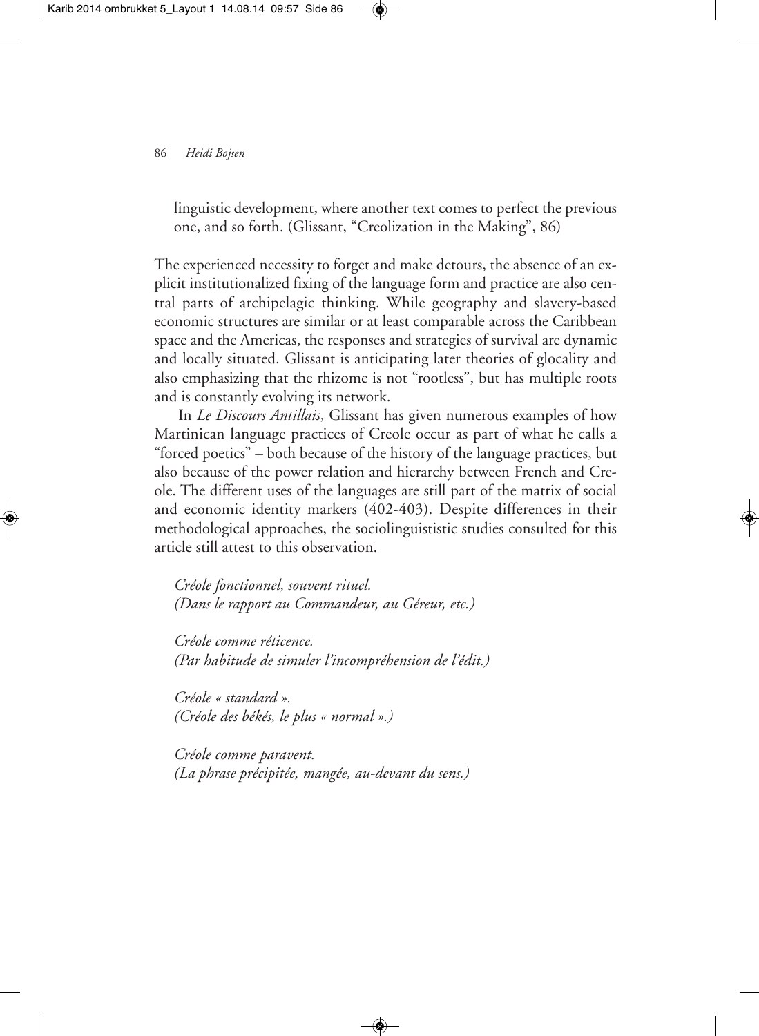linguistic development, where another text comes to perfect the previous one, and so forth. (Glissant, "Creolization in the Making", 86)

The experienced necessity to forget and make detours, the absence of an explicit institutionalized fixing of the language form and practice are also central parts of archipelagic thinking. While geography and slavery-based economic structures are similar or at least comparable across the Caribbean space and the Americas, the responses and strategies of survival are dynamic and locally situated. Glissant is anticipating later theories of glocality and also emphasizing that the rhizome is not "rootless", but has multiple roots and is constantly evolving its network.

In *Le Discours Antillais*, Glissant has given numerous examples of how Martinican language practices of Creole occur as part of what he calls a "forced poetics" – both because of the history of the language practices, but also because of the power relation and hierarchy between French and Creole. The different uses of the languages are still part of the matrix of social and economic identity markers (402-403). Despite differences in their methodological approaches, the sociolinguististic studies consulted for this article still attest to this observation.

> *Créole fonctionnel, souvent rituel.*
> *(Dans le rapport au Commandeur, au Géreur, etc.)*
>
> *Créole comme réticence.*
> *(Par habitude de simuler l'incompréhension de l'édit.)*
>
> *Créole « standard ».*
> *(Créole des békés, le plus « normal ».)*
>
> *Créole comme paravent.*
> *(La phrase précipitée, mangée, au-devant du sens.)*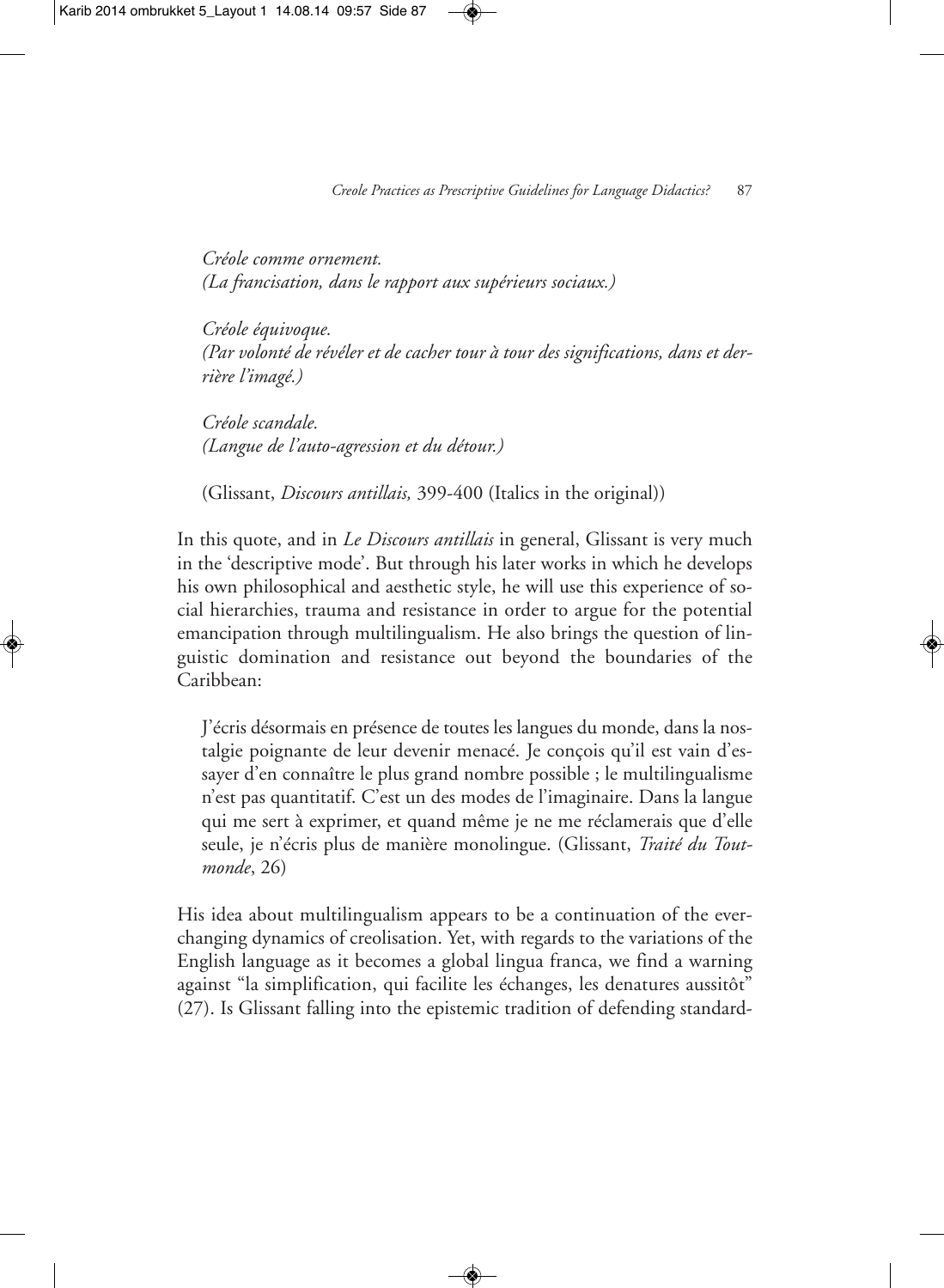*Créole comme ornement.*
*(La francisation, dans le rapport aux supérieurs sociaux.)*

*Créole équivoque.*
*(Par volonté de révéler et de cacher tour à tour des significations, dans et derrière l'imagé.)*

*Créole scandale.*
*(Langue de l'auto-agression et du détour.)*

(Glissant, *Discours antillais,* 399-400 (Italics in the original))

In this quote, and in *Le Discours antillais* in general, Glissant is very much in the 'descriptive mode'. But through his later works in which he develops his own philosophical and aesthetic style, he will use this experience of social hierarchies, trauma and resistance in order to argue for the potential emancipation through multilingualism. He also brings the question of linguistic domination and resistance out beyond the boundaries of the Caribbean:

> J'écris désormais en présence de toutes les langues du monde, dans la nostalgie poignante de leur devenir menacé. Je conçois qu'il est vain d'essayer d'en connaître le plus grand nombre possible ; le multilingualisme n'est pas quantitatif. C'est un des modes de l'imaginaire. Dans la langue qui me sert à exprimer, et quand même je ne me réclamerais que d'elle seule, je n'écris plus de manière monolingue. (Glissant, *Traité du Tout-monde*, 26)

His idea about multilingualism appears to be a continuation of the ever-changing dynamics of creolisation. Yet, with regards to the variations of the English language as it becomes a global lingua franca, we find a warning against "la simplification, qui facilite les échanges, les denatures aussitôt" (27). Is Glissant falling into the epistemic tradition of defending standard-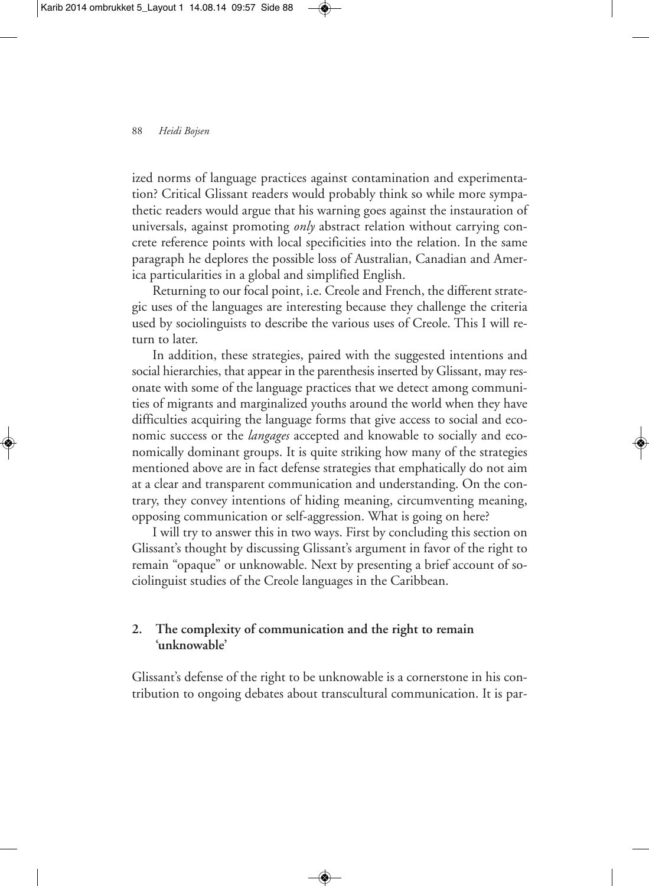ized norms of language practices against contamination and experimentation? Critical Glissant readers would probably think so while more sympathetic readers would argue that his warning goes against the instauration of universals, against promoting *only* abstract relation without carrying concrete reference points with local specificities into the relation. In the same paragraph he deplores the possible loss of Australian, Canadian and America particularities in a global and simplified English.

Returning to our focal point, i.e. Creole and French, the different strategic uses of the languages are interesting because they challenge the criteria used by sociolinguists to describe the various uses of Creole. This I will return to later.

In addition, these strategies, paired with the suggested intentions and social hierarchies, that appear in the parenthesis inserted by Glissant, may resonate with some of the language practices that we detect among communities of migrants and marginalized youths around the world when they have difficulties acquiring the language forms that give access to social and economic success or the *langages* accepted and knowable to socially and economically dominant groups. It is quite striking how many of the strategies mentioned above are in fact defense strategies that emphatically do not aim at a clear and transparent communication and understanding. On the contrary, they convey intentions of hiding meaning, circumventing meaning, opposing communication or self-aggression. What is going on here?

I will try to answer this in two ways. First by concluding this section on Glissant's thought by discussing Glissant's argument in favor of the right to remain "opaque" or unknowable. Next by presenting a brief account of sociolinguist studies of the Creole languages in the Caribbean.

## 2. The complexity of communication and the right to remain 'unknowable'

Glissant's defense of the right to be unknowable is a cornerstone in his contribution to ongoing debates about transcultural communication. It is par-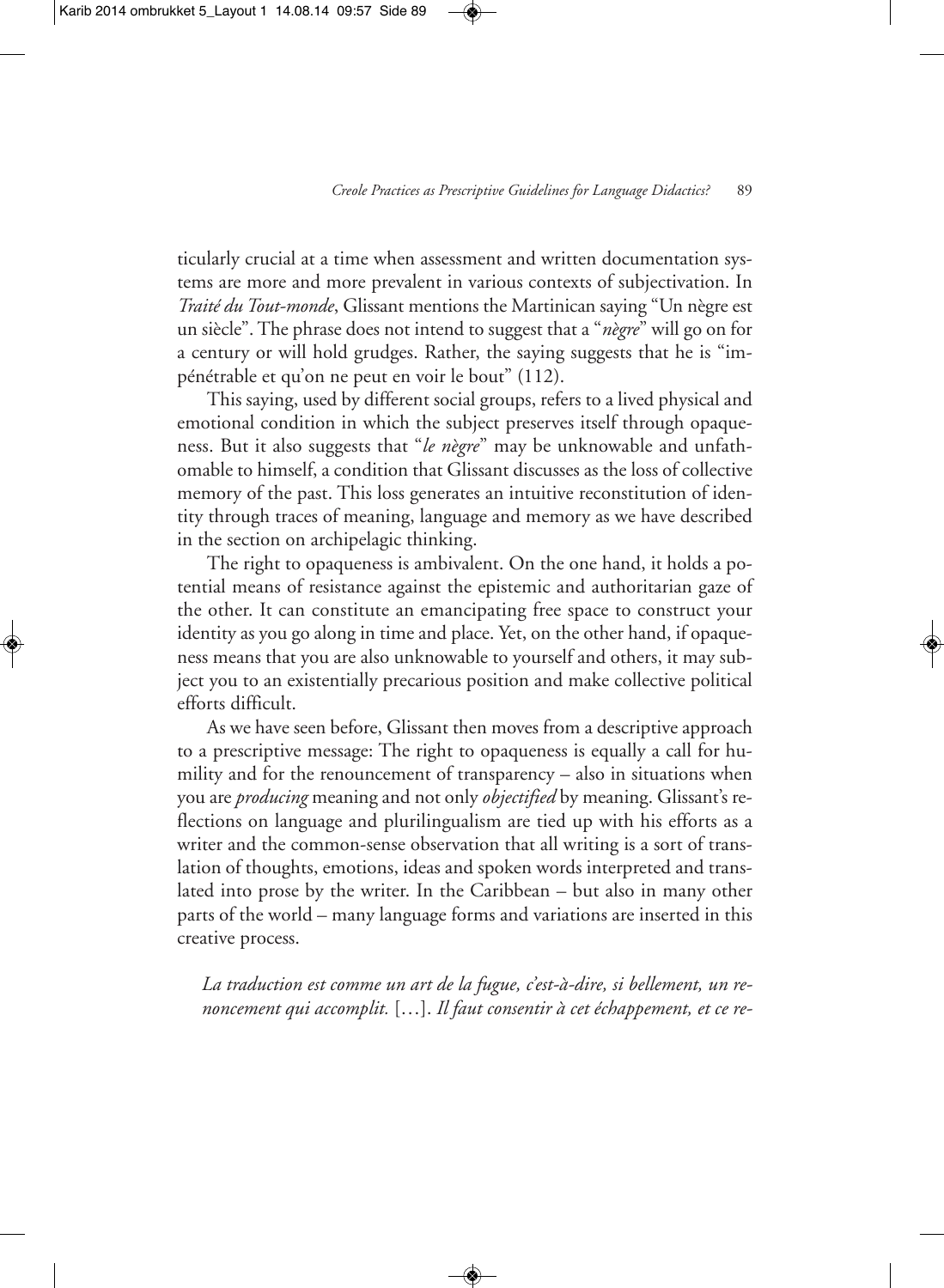ticularly crucial at a time when assessment and written documentation systems are more and more prevalent in various contexts of subjectivation. In *Traité du Tout-monde*, Glissant mentions the Martinican saying "Un nègre est un siècle". The phrase does not intend to suggest that a "*nègre*" will go on for a century or will hold grudges. Rather, the saying suggests that he is "impénétrable et qu'on ne peut en voir le bout" (112).

This saying, used by different social groups, refers to a lived physical and emotional condition in which the subject preserves itself through opaqueness. But it also suggests that "*le nègre*" may be unknowable and unfathomable to himself, a condition that Glissant discusses as the loss of collective memory of the past. This loss generates an intuitive reconstitution of identity through traces of meaning, language and memory as we have described in the section on archipelagic thinking.

The right to opaqueness is ambivalent. On the one hand, it holds a potential means of resistance against the epistemic and authoritarian gaze of the other. It can constitute an emancipating free space to construct your identity as you go along in time and place. Yet, on the other hand, if opaqueness means that you are also unknowable to yourself and others, it may subject you to an existentially precarious position and make collective political efforts difficult.

As we have seen before, Glissant then moves from a descriptive approach to a prescriptive message: The right to opaqueness is equally a call for humility and for the renouncement of transparency – also in situations when you are *producing* meaning and not only *objectified* by meaning. Glissant's reflections on language and plurilingualism are tied up with his efforts as a writer and the common-sense observation that all writing is a sort of translation of thoughts, emotions, ideas and spoken words interpreted and translated into prose by the writer. In the Caribbean – but also in many other parts of the world – many language forms and variations are inserted in this creative process.

> *La traduction est comme un art de la fugue, c'est-à-dire, si bellement, un renoncement qui accomplit.* […]. *Il faut consentir à cet échappement, et ce re-*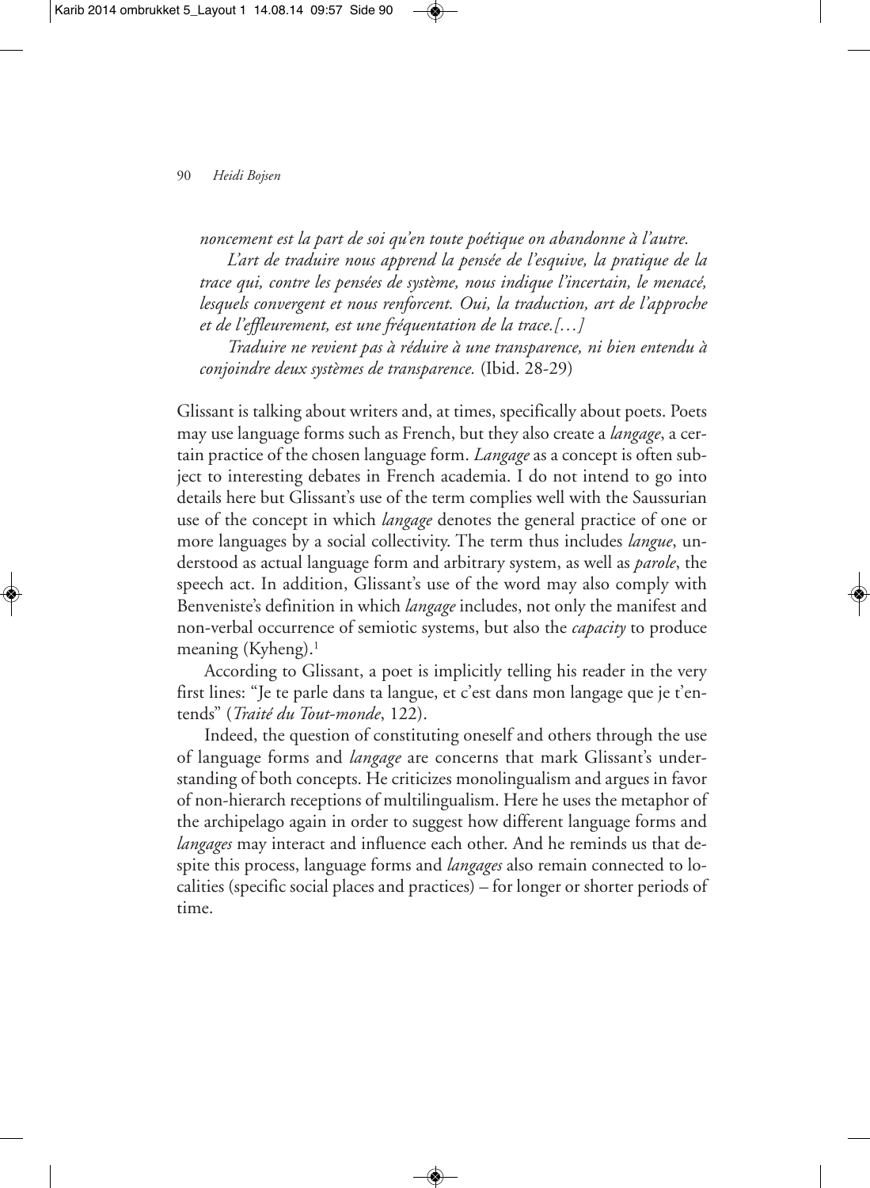*noncement est la part de soi qu'en toute poétique on abandonne à l'autre.*

*L'art de traduire nous apprend la pensée de l'esquive, la pratique de la trace qui, contre les pensées de système, nous indique l'incertain, le menacé, lesquels convergent et nous renforcent. Oui, la traduction, art de l'approche et de l'effleurement, est une fréquentation de la trace.[…]*

*Traduire ne revient pas à réduire à une transparence, ni bien entendu à conjoindre deux systèmes de transparence.* (Ibid. 28-29)

Glissant is talking about writers and, at times, specifically about poets. Poets may use language forms such as French, but they also create a *langage*, a certain practice of the chosen language form. *Langage* as a concept is often subject to interesting debates in French academia. I do not intend to go into details here but Glissant's use of the term complies well with the Saussurian use of the concept in which *langage* denotes the general practice of one or more languages by a social collectivity. The term thus includes *langue*, understood as actual language form and arbitrary system, as well as *parole*, the speech act. In addition, Glissant's use of the word may also comply with Benveniste's definition in which *langage* includes, not only the manifest and non-verbal occurrence of semiotic systems, but also the *capacity* to produce meaning (Kyheng).[1]

According to Glissant, a poet is implicitly telling his reader in the very first lines: "Je te parle dans ta langue, et c'est dans mon langage que je t'entends" (*Traité du Tout-monde*, 122).

Indeed, the question of constituting oneself and others through the use of language forms and *langage* are concerns that mark Glissant's understanding of both concepts. He criticizes monolingualism and argues in favor of non-hierarch receptions of multilingualism. Here he uses the metaphor of the archipelago again in order to suggest how different language forms and *langages* may interact and influence each other. And he reminds us that despite this process, language forms and *langages* also remain connected to localities (specific social places and practices) – for longer or shorter periods of time.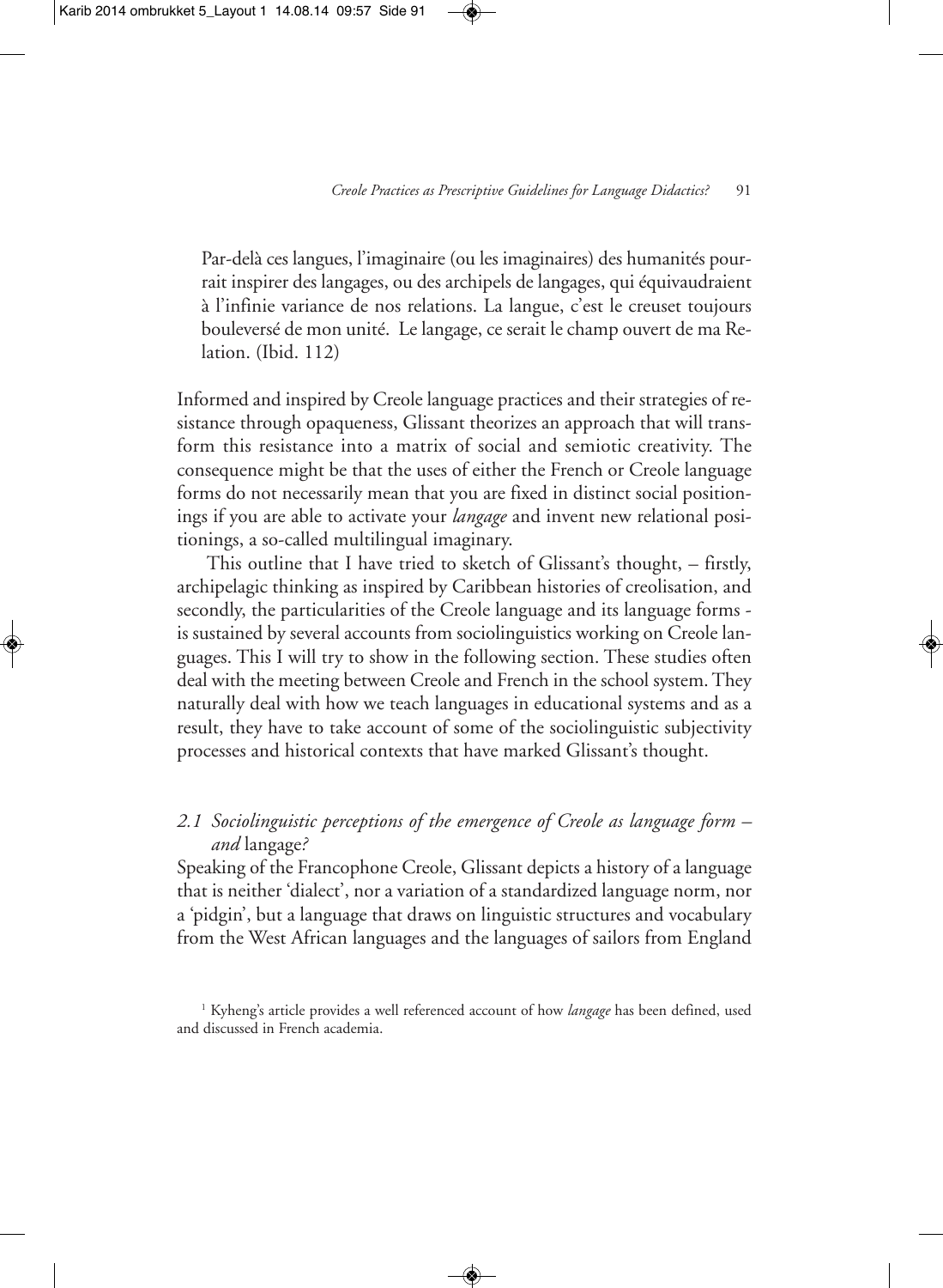> Par-delà ces langues, l'imaginaire (ou les imaginaires) des humanités pourrait inspirer des langages, ou des archipels de langages, qui équivaudraient à l'infinie variance de nos relations. La langue, c'est le creuset toujours bouleversé de mon unité. Le langage, ce serait le champ ouvert de ma Relation. (Ibid. 112)

Informed and inspired by Creole language practices and their strategies of resistance through opaqueness, Glissant theorizes an approach that will transform this resistance into a matrix of social and semiotic creativity. The consequence might be that the uses of either the French or Creole language forms do not necessarily mean that you are fixed in distinct social positionings if you are able to activate your *langage* and invent new relational positionings, a so-called multilingual imaginary.

This outline that I have tried to sketch of Glissant's thought, – firstly, archipelagic thinking as inspired by Caribbean histories of creolisation, and secondly, the particularities of the Creole language and its language forms - is sustained by several accounts from sociolinguistics working on Creole languages. This I will try to show in the following section. These studies often deal with the meeting between Creole and French in the school system. They naturally deal with how we teach languages in educational systems and as a result, they have to take account of some of the sociolinguistic subjectivity processes and historical contexts that have marked Glissant's thought.

### *2.1 Sociolinguistic perceptions of the emergence of Creole as language form – and* langage*?*

Speaking of the Francophone Creole, Glissant depicts a history of a language that is neither 'dialect', nor a variation of a standardized language norm, nor a 'pidgin', but a language that draws on linguistic structures and vocabulary from the West African languages and the languages of sailors from England

[1] Kyheng's article provides a well referenced account of how *langage* has been defined, used and discussed in French academia.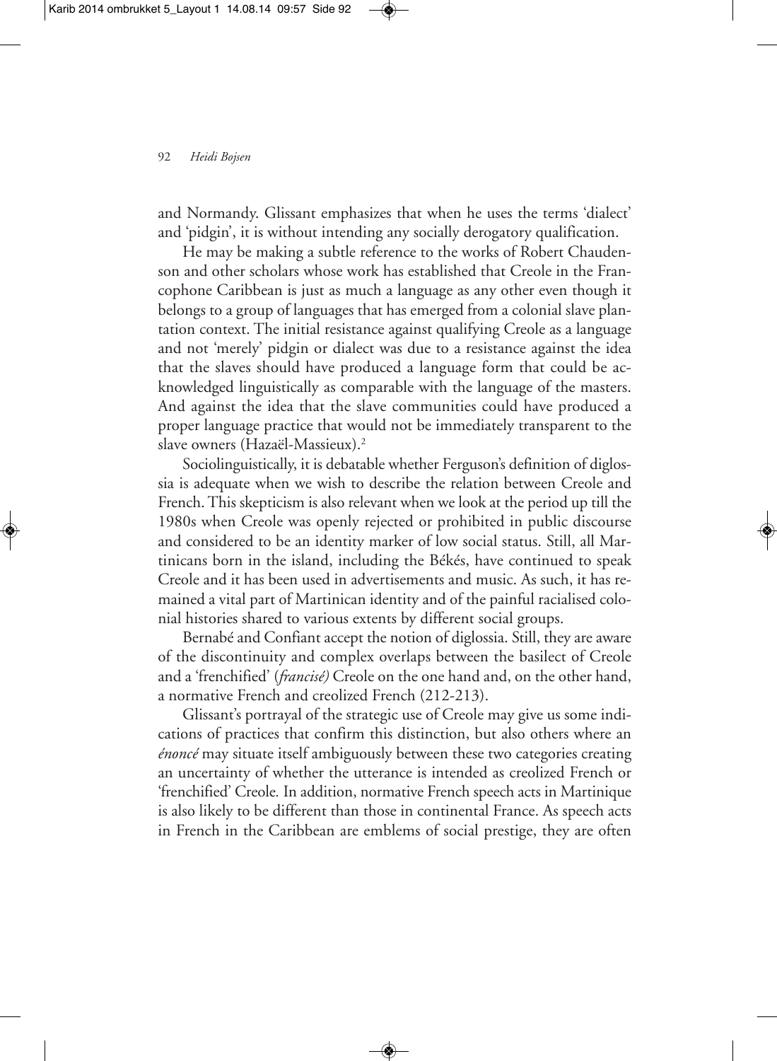and Normandy. Glissant emphasizes that when he uses the terms 'dialect' and 'pidgin', it is without intending any socially derogatory qualification.

He may be making a subtle reference to the works of Robert Chaudenson and other scholars whose work has established that Creole in the Francophone Caribbean is just as much a language as any other even though it belongs to a group of languages that has emerged from a colonial slave plantation context. The initial resistance against qualifying Creole as a language and not 'merely' pidgin or dialect was due to a resistance against the idea that the slaves should have produced a language form that could be acknowledged linguistically as comparable with the language of the masters. And against the idea that the slave communities could have produced a proper language practice that would not be immediately transparent to the slave owners (Hazaël-Massieux).[2]

Sociolinguistically, it is debatable whether Ferguson's definition of diglossia is adequate when we wish to describe the relation between Creole and French. This skepticism is also relevant when we look at the period up till the 1980s when Creole was openly rejected or prohibited in public discourse and considered to be an identity marker of low social status. Still, all Martinicans born in the island, including the Békés, have continued to speak Creole and it has been used in advertisements and music. As such, it has remained a vital part of Martinican identity and of the painful racialised colonial histories shared to various extents by different social groups.

Bernabé and Confiant accept the notion of diglossia. Still, they are aware of the discontinuity and complex overlaps between the basilect of Creole and a 'frenchified' (*francisé)* Creole on the one hand and, on the other hand, a normative French and creolized French (212-213).

Glissant's portrayal of the strategic use of Creole may give us some indications of practices that confirm this distinction, but also others where an *énoncé* may situate itself ambiguously between these two categories creating an uncertainty of whether the utterance is intended as creolized French or 'frenchified' Creole*.* In addition, normative French speech acts in Martinique is also likely to be different than those in continental France. As speech acts in French in the Caribbean are emblems of social prestige, they are often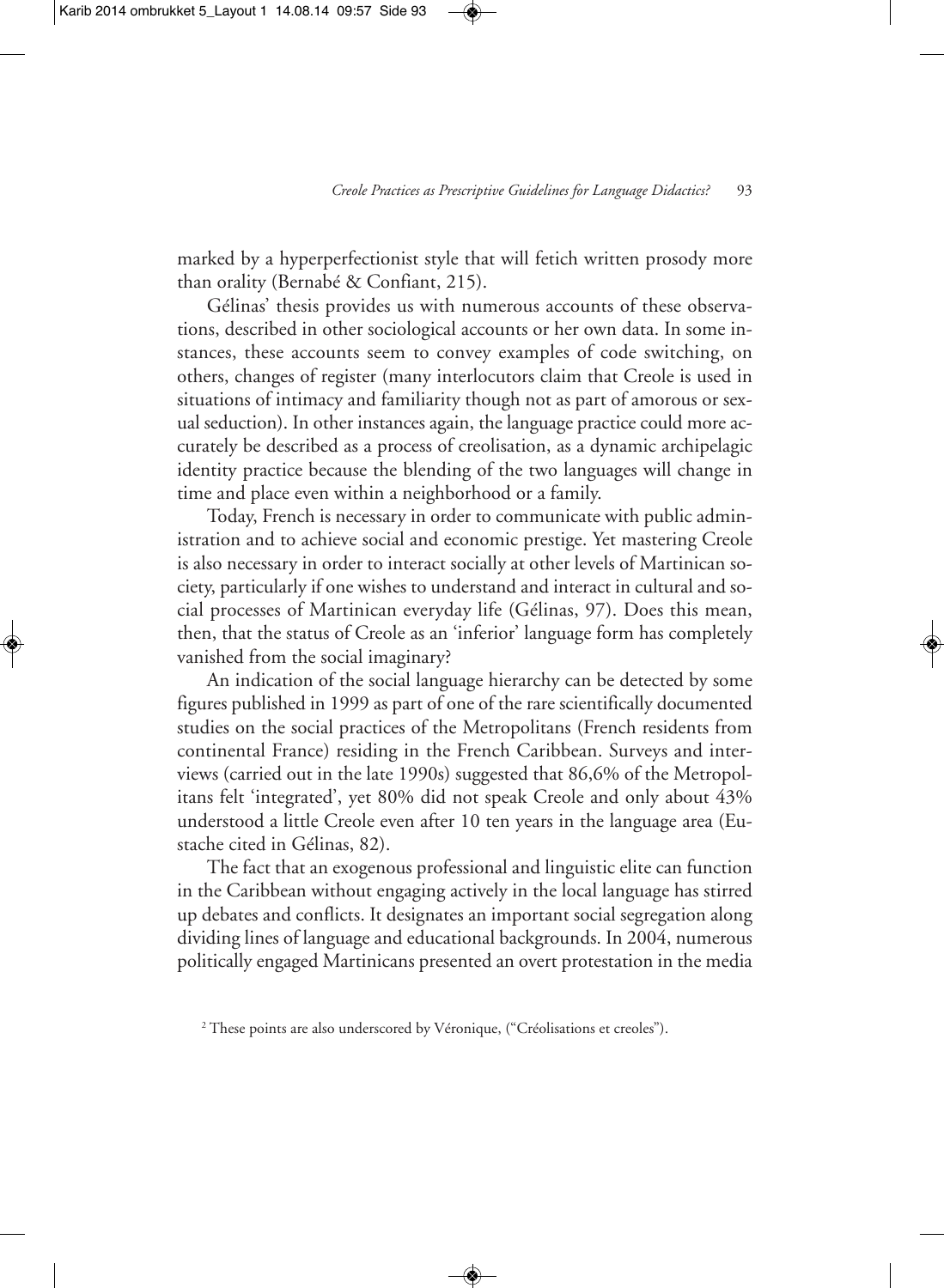marked by a hyperperfectionist style that will fetich written prosody more than orality (Bernabé & Confiant, 215).

Gélinas' thesis provides us with numerous accounts of these observations, described in other sociological accounts or her own data. In some instances, these accounts seem to convey examples of code switching, on others, changes of register (many interlocutors claim that Creole is used in situations of intimacy and familiarity though not as part of amorous or sexual seduction). In other instances again, the language practice could more accurately be described as a process of creolisation, as a dynamic archipelagic identity practice because the blending of the two languages will change in time and place even within a neighborhood or a family.

Today, French is necessary in order to communicate with public administration and to achieve social and economic prestige. Yet mastering Creole is also necessary in order to interact socially at other levels of Martinican society, particularly if one wishes to understand and interact in cultural and social processes of Martinican everyday life (Gélinas, 97). Does this mean, then, that the status of Creole as an 'inferior' language form has completely vanished from the social imaginary?

An indication of the social language hierarchy can be detected by some figures published in 1999 as part of one of the rare scientifically documented studies on the social practices of the Metropolitans (French residents from continental France) residing in the French Caribbean. Surveys and interviews (carried out in the late 1990s) suggested that 86,6% of the Metropolitans felt 'integrated', yet 80% did not speak Creole and only about 43% understood a little Creole even after 10 ten years in the language area (Eustache cited in Gélinas, 82).

The fact that an exogenous professional and linguistic elite can function in the Caribbean without engaging actively in the local language has stirred up debates and conflicts. It designates an important social segregation along dividing lines of language and educational backgrounds. In 2004, numerous politically engaged Martinicans presented an overt protestation in the media

[2] These points are also underscored by Véronique, ("Créolisations et creoles").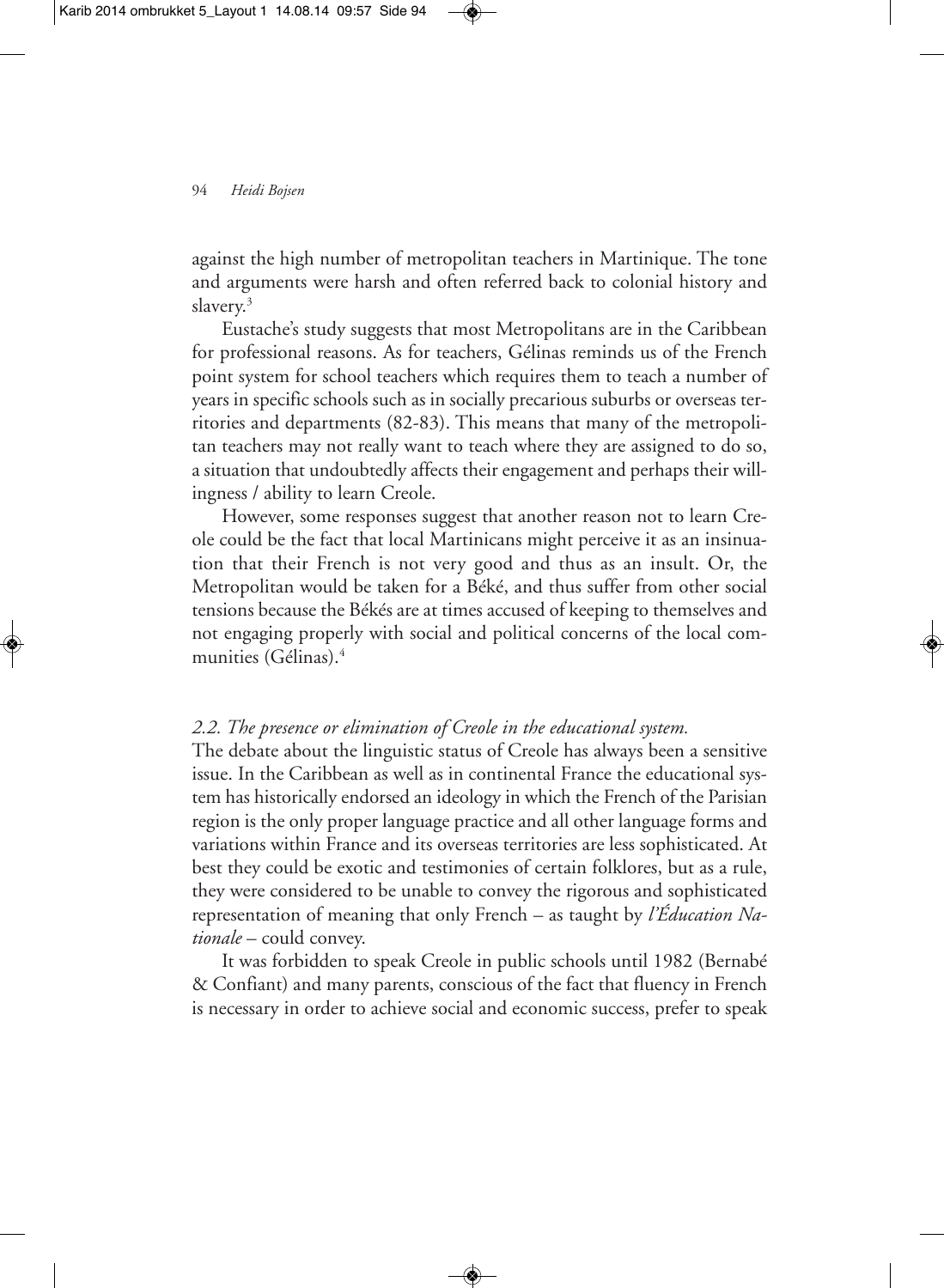against the high number of metropolitan teachers in Martinique. The tone and arguments were harsh and often referred back to colonial history and slavery.[3]

Eustache's study suggests that most Metropolitans are in the Caribbean for professional reasons. As for teachers, Gélinas reminds us of the French point system for school teachers which requires them to teach a number of years in specific schools such as in socially precarious suburbs or overseas territories and departments (82-83). This means that many of the metropolitan teachers may not really want to teach where they are assigned to do so, a situation that undoubtedly affects their engagement and perhaps their willingness / ability to learn Creole.

However, some responses suggest that another reason not to learn Creole could be the fact that local Martinicans might perceive it as an insinuation that their French is not very good and thus as an insult. Or, the Metropolitan would be taken for a Béké, and thus suffer from other social tensions because the Békés are at times accused of keeping to themselves and not engaging properly with social and political concerns of the local communities (Gélinas).[4]

### *2.2. The presence or elimination of Creole in the educational system.*

The debate about the linguistic status of Creole has always been a sensitive issue. In the Caribbean as well as in continental France the educational system has historically endorsed an ideology in which the French of the Parisian region is the only proper language practice and all other language forms and variations within France and its overseas territories are less sophisticated. At best they could be exotic and testimonies of certain folklores, but as a rule, they were considered to be unable to convey the rigorous and sophisticated representation of meaning that only French – as taught by *l'Éducation Nationale* – could convey.

It was forbidden to speak Creole in public schools until 1982 (Bernabé & Confiant) and many parents, conscious of the fact that fluency in French is necessary in order to achieve social and economic success, prefer to speak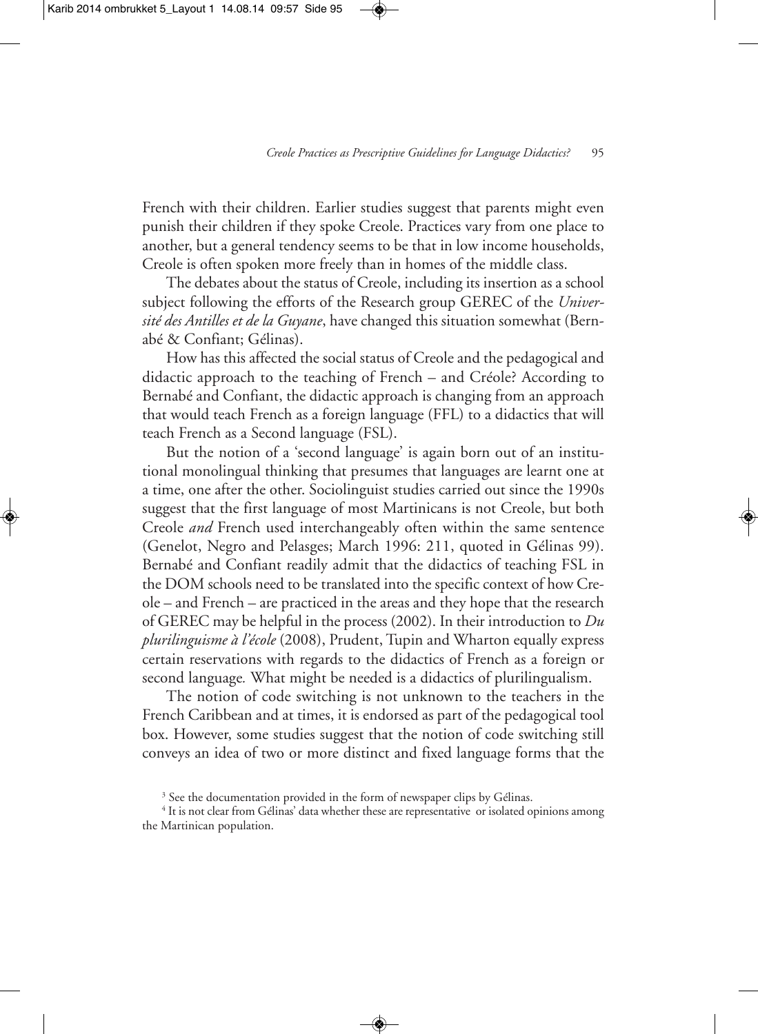French with their children. Earlier studies suggest that parents might even punish their children if they spoke Creole. Practices vary from one place to another, but a general tendency seems to be that in low income households, Creole is often spoken more freely than in homes of the middle class.

The debates about the status of Creole, including its insertion as a school subject following the efforts of the Research group GEREC of the *Université des Antilles et de la Guyane*, have changed this situation somewhat (Bernabé & Confiant; Gélinas).

How has this affected the social status of Creole and the pedagogical and didactic approach to the teaching of French – and Créole? According to Bernabé and Confiant, the didactic approach is changing from an approach that would teach French as a foreign language (FFL) to a didactics that will teach French as a Second language (FSL).

But the notion of a 'second language' is again born out of an institutional monolingual thinking that presumes that languages are learnt one at a time, one after the other. Sociolinguist studies carried out since the 1990s suggest that the first language of most Martinicans is not Creole, but both Creole *and* French used interchangeably often within the same sentence (Genelot, Negro and Pelasges; March 1996: 211, quoted in Gélinas 99). Bernabé and Confiant readily admit that the didactics of teaching FSL in the DOM schools need to be translated into the specific context of how Creole – and French – are practiced in the areas and they hope that the research of GEREC may be helpful in the process (2002). In their introduction to *Du plurilinguisme à l'école* (2008), Prudent, Tupin and Wharton equally express certain reservations with regards to the didactics of French as a foreign or second language. What might be needed is a didactics of plurilingualism.

The notion of code switching is not unknown to the teachers in the French Caribbean and at times, it is endorsed as part of the pedagogical tool box. However, some studies suggest that the notion of code switching still conveys an idea of two or more distinct and fixed language forms that the

[3] See the documentation provided in the form of newspaper clips by Gélinas.

[4] It is not clear from Gélinas' data whether these are representative or isolated opinions among the Martinican population.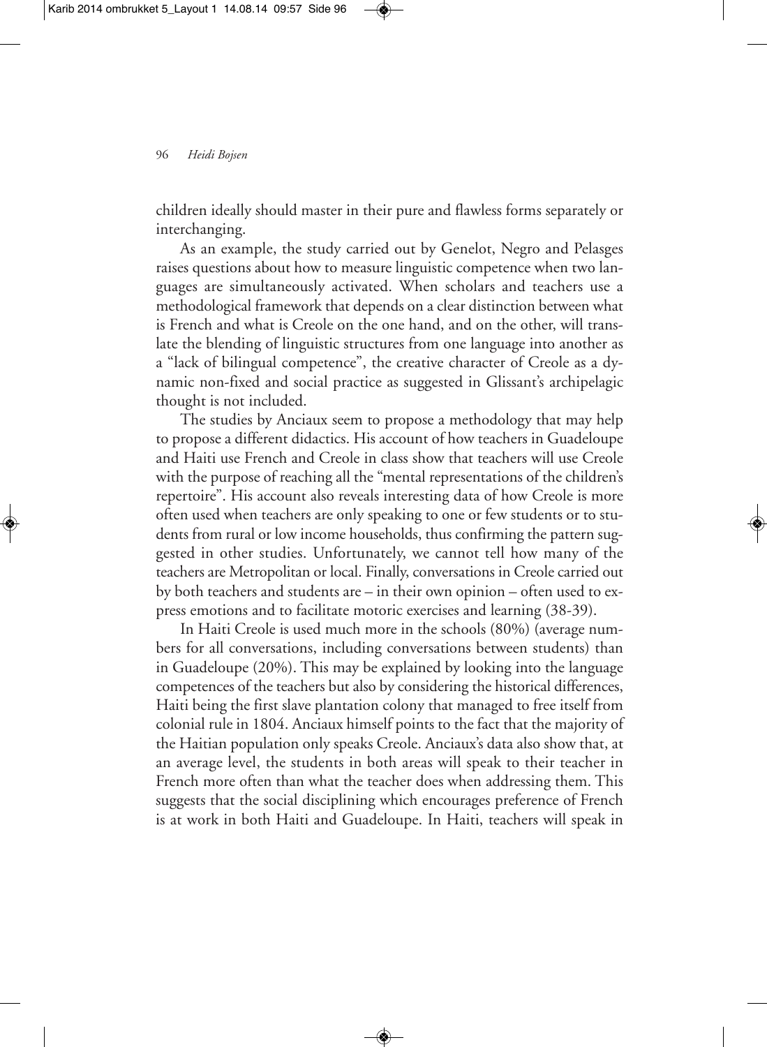children ideally should master in their pure and flawless forms separately or interchanging.

As an example, the study carried out by Genelot, Negro and Pelasges raises questions about how to measure linguistic competence when two languages are simultaneously activated. When scholars and teachers use a methodological framework that depends on a clear distinction between what is French and what is Creole on the one hand, and on the other, will translate the blending of linguistic structures from one language into another as a "lack of bilingual competence", the creative character of Creole as a dynamic non-fixed and social practice as suggested in Glissant's archipelagic thought is not included.

The studies by Anciaux seem to propose a methodology that may help to propose a different didactics. His account of how teachers in Guadeloupe and Haiti use French and Creole in class show that teachers will use Creole with the purpose of reaching all the "mental representations of the children's repertoire". His account also reveals interesting data of how Creole is more often used when teachers are only speaking to one or few students or to students from rural or low income households, thus confirming the pattern suggested in other studies. Unfortunately, we cannot tell how many of the teachers are Metropolitan or local. Finally, conversations in Creole carried out by both teachers and students are – in their own opinion – often used to express emotions and to facilitate motoric exercises and learning (38-39).

In Haiti Creole is used much more in the schools (80%) (average numbers for all conversations, including conversations between students) than in Guadeloupe (20%). This may be explained by looking into the language competences of the teachers but also by considering the historical differences, Haiti being the first slave plantation colony that managed to free itself from colonial rule in 1804. Anciaux himself points to the fact that the majority of the Haitian population only speaks Creole. Anciaux's data also show that, at an average level, the students in both areas will speak to their teacher in French more often than what the teacher does when addressing them. This suggests that the social disciplining which encourages preference of French is at work in both Haiti and Guadeloupe. In Haiti, teachers will speak in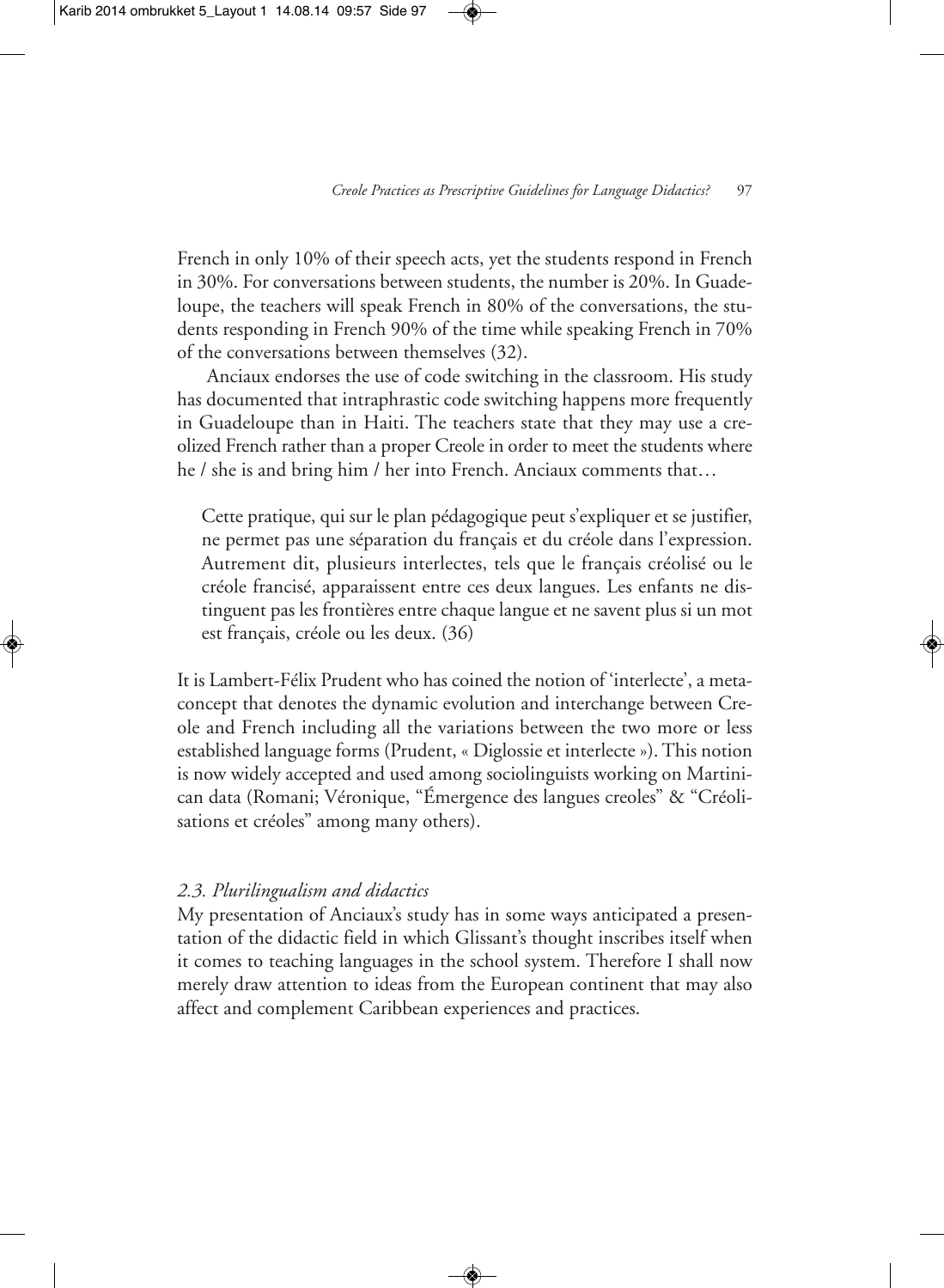French in only 10% of their speech acts, yet the students respond in French in 30%. For conversations between students, the number is 20%. In Guadeloupe, the teachers will speak French in 80% of the conversations, the students responding in French 90% of the time while speaking French in 70% of the conversations between themselves (32).

Anciaux endorses the use of code switching in the classroom. His study has documented that intraphrastic code switching happens more frequently in Guadeloupe than in Haiti. The teachers state that they may use a creolized French rather than a proper Creole in order to meet the students where he / she is and bring him / her into French. Anciaux comments that…

> Cette pratique, qui sur le plan pédagogique peut s'expliquer et se justifier, ne permet pas une séparation du français et du créole dans l'expression. Autrement dit, plusieurs interlectes, tels que le français créolisé ou le créole francisé, apparaissent entre ces deux langues. Les enfants ne distinguent pas les frontières entre chaque langue et ne savent plus si un mot est français, créole ou les deux. (36)

It is Lambert-Félix Prudent who has coined the notion of 'interlecte', a meta-concept that denotes the dynamic evolution and interchange between Creole and French including all the variations between the two more or less established language forms (Prudent, « Diglossie et interlecte »). This notion is now widely accepted and used among sociolinguists working on Martinican data (Romani; Véronique, "Émergence des langues creoles" & "Créolisations et créoles" among many others).

### *2.3. Plurilingualism and didactics*

My presentation of Anciaux's study has in some ways anticipated a presentation of the didactic field in which Glissant's thought inscribes itself when it comes to teaching languages in the school system. Therefore I shall now merely draw attention to ideas from the European continent that may also affect and complement Caribbean experiences and practices.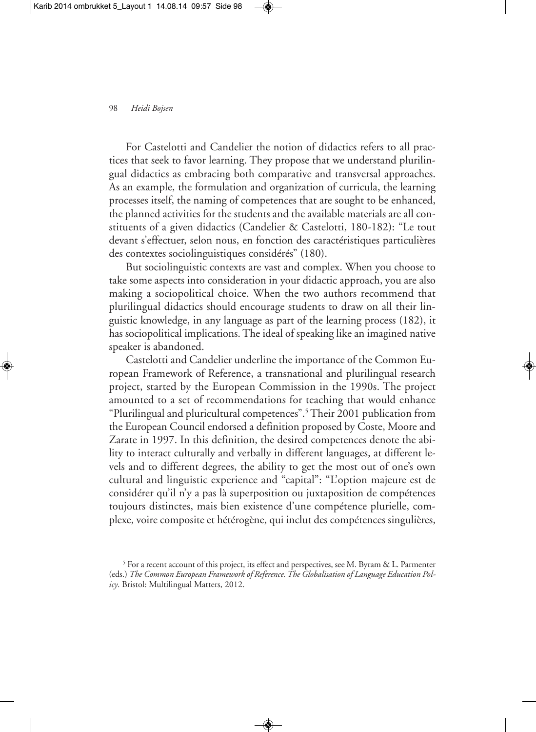For Castelotti and Candelier the notion of didactics refers to all practices that seek to favor learning. They propose that we understand plurilingual didactics as embracing both comparative and transversal approaches. As an example, the formulation and organization of curricula, the learning processes itself, the naming of competences that are sought to be enhanced, the planned activities for the students and the available materials are all constituents of a given didactics (Candelier & Castelotti, 180-182): "Le tout devant s'effectuer, selon nous, en fonction des caractéristiques particulières des contextes sociolinguistiques considérés" (180).

But sociolinguistic contexts are vast and complex. When you choose to take some aspects into consideration in your didactic approach, you are also making a sociopolitical choice. When the two authors recommend that plurilingual didactics should encourage students to draw on all their linguistic knowledge, in any language as part of the learning process (182), it has sociopolitical implications. The ideal of speaking like an imagined native speaker is abandoned.

Castelotti and Candelier underline the importance of the Common European Framework of Reference, a transnational and plurilingual research project, started by the European Commission in the 1990s. The project amounted to a set of recommendations for teaching that would enhance "Plurilingual and pluricultural competences".[5] Their 2001 publication from the European Council endorsed a definition proposed by Coste, Moore and Zarate in 1997. In this definition, the desired competences denote the ability to interact culturally and verbally in different languages, at different levels and to different degrees, the ability to get the most out of one's own cultural and linguistic experience and "capital": "L'option majeure est de considérer qu'il n'y a pas là superposition ou juxtaposition de compétences toujours distinctes, mais bien existence d'une compétence plurielle, complexe, voire composite et hétérogène, qui inclut des compétences singulières,

[5] For a recent account of this project, its effect and perspectives, see M. Byram & L. Parmenter (eds.) *The Common European Framework of Reference. The Globalisation of Language Education Policy*. Bristol: Multilingual Matters, 2012.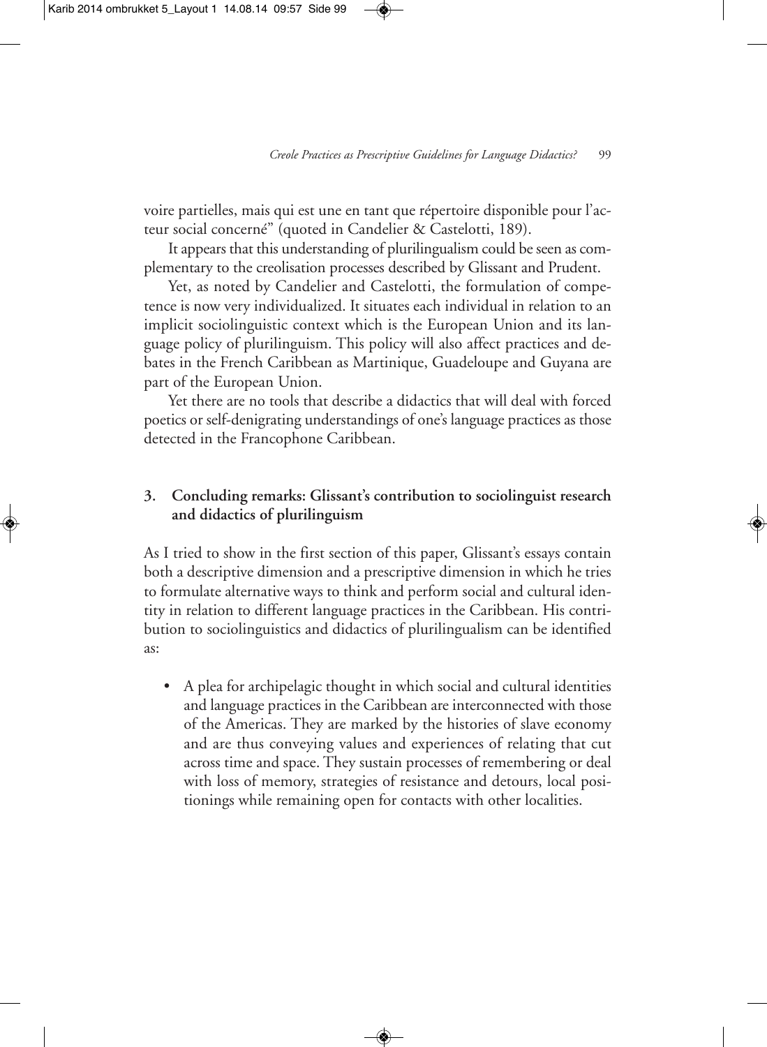voire partielles, mais qui est une en tant que répertoire disponible pour l'acteur social concerné" (quoted in Candelier & Castelotti, 189).

It appears that this understanding of plurilingualism could be seen as complementary to the creolisation processes described by Glissant and Prudent.

Yet, as noted by Candelier and Castelotti, the formulation of competence is now very individualized. It situates each individual in relation to an implicit sociolinguistic context which is the European Union and its language policy of plurilinguism. This policy will also affect practices and debates in the French Caribbean as Martinique, Guadeloupe and Guyana are part of the European Union.

Yet there are no tools that describe a didactics that will deal with forced poetics or self-denigrating understandings of one's language practices as those detected in the Francophone Caribbean.

## 3. Concluding remarks: Glissant's contribution to sociolinguist research and didactics of plurilinguism

As I tried to show in the first section of this paper, Glissant's essays contain both a descriptive dimension and a prescriptive dimension in which he tries to formulate alternative ways to think and perform social and cultural identity in relation to different language practices in the Caribbean. His contribution to sociolinguistics and didactics of plurilingualism can be identified as:

- A plea for archipelagic thought in which social and cultural identities and language practices in the Caribbean are interconnected with those of the Americas. They are marked by the histories of slave economy and are thus conveying values and experiences of relating that cut across time and space. They sustain processes of remembering or deal with loss of memory, strategies of resistance and detours, local positionings while remaining open for contacts with other localities.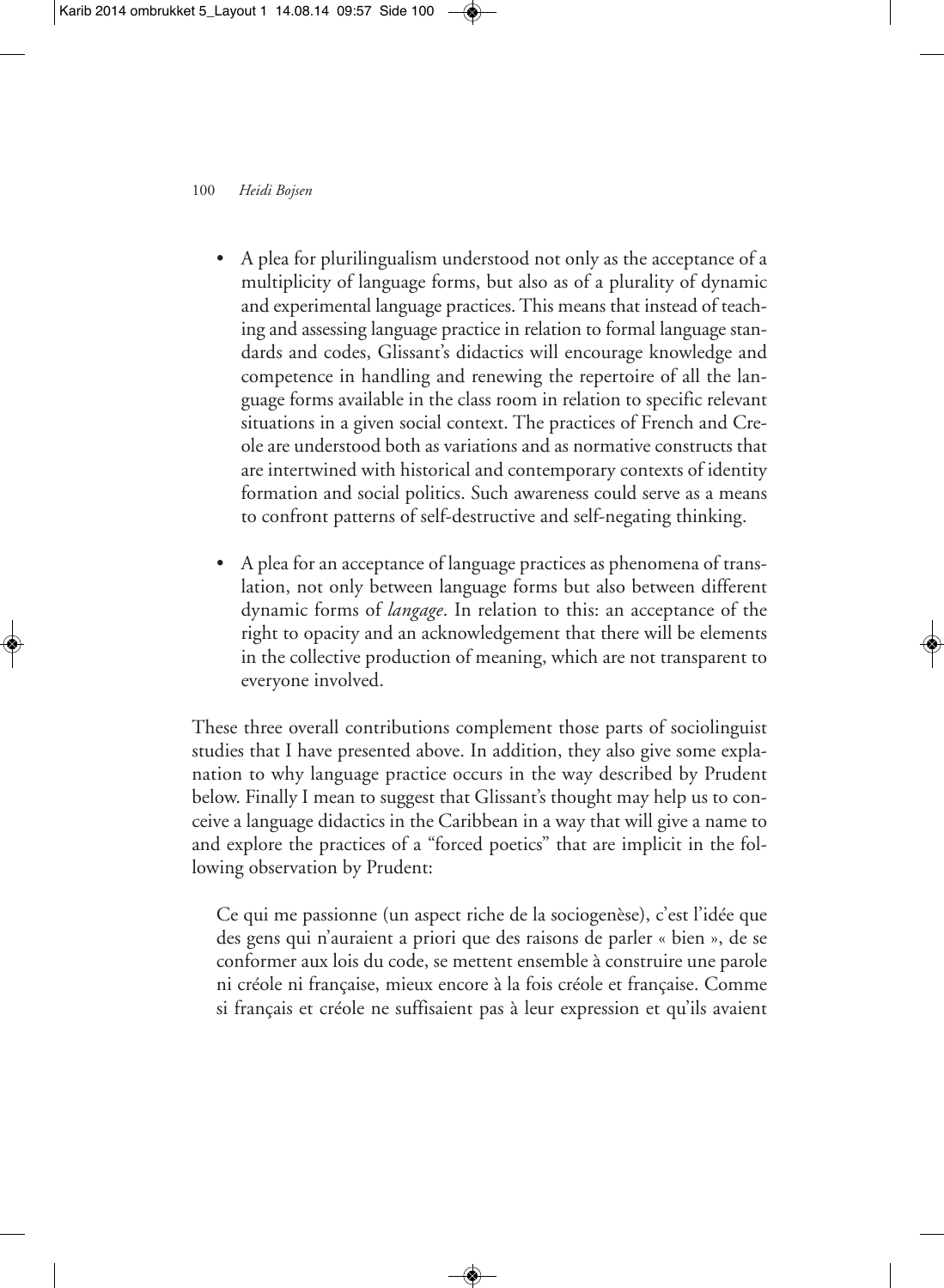- A plea for plurilingualism understood not only as the acceptance of a multiplicity of language forms, but also as of a plurality of dynamic and experimental language practices. This means that instead of teaching and assessing language practice in relation to formal language standards and codes, Glissant's didactics will encourage knowledge and competence in handling and renewing the repertoire of all the language forms available in the class room in relation to specific relevant situations in a given social context. The practices of French and Creole are understood both as variations and as normative constructs that are intertwined with historical and contemporary contexts of identity formation and social politics. Such awareness could serve as a means to confront patterns of self-destructive and self-negating thinking.

- A plea for an acceptance of language practices as phenomena of translation, not only between language forms but also between different dynamic forms of *langage*. In relation to this: an acceptance of the right to opacity and an acknowledgement that there will be elements in the collective production of meaning, which are not transparent to everyone involved.

These three overall contributions complement those parts of sociolinguist studies that I have presented above. In addition, they also give some explanation to why language practice occurs in the way described by Prudent below. Finally I mean to suggest that Glissant's thought may help us to conceive a language didactics in the Caribbean in a way that will give a name to and explore the practices of a "forced poetics" that are implicit in the following observation by Prudent:

> Ce qui me passionne (un aspect riche de la sociogenèse), c'est l'idée que des gens qui n'auraient a priori que des raisons de parler « bien », de se conformer aux lois du code, se mettent ensemble à construire une parole ni créole ni française, mieux encore à la fois créole et française. Comme si français et créole ne suffisaient pas à leur expression et qu'ils avaient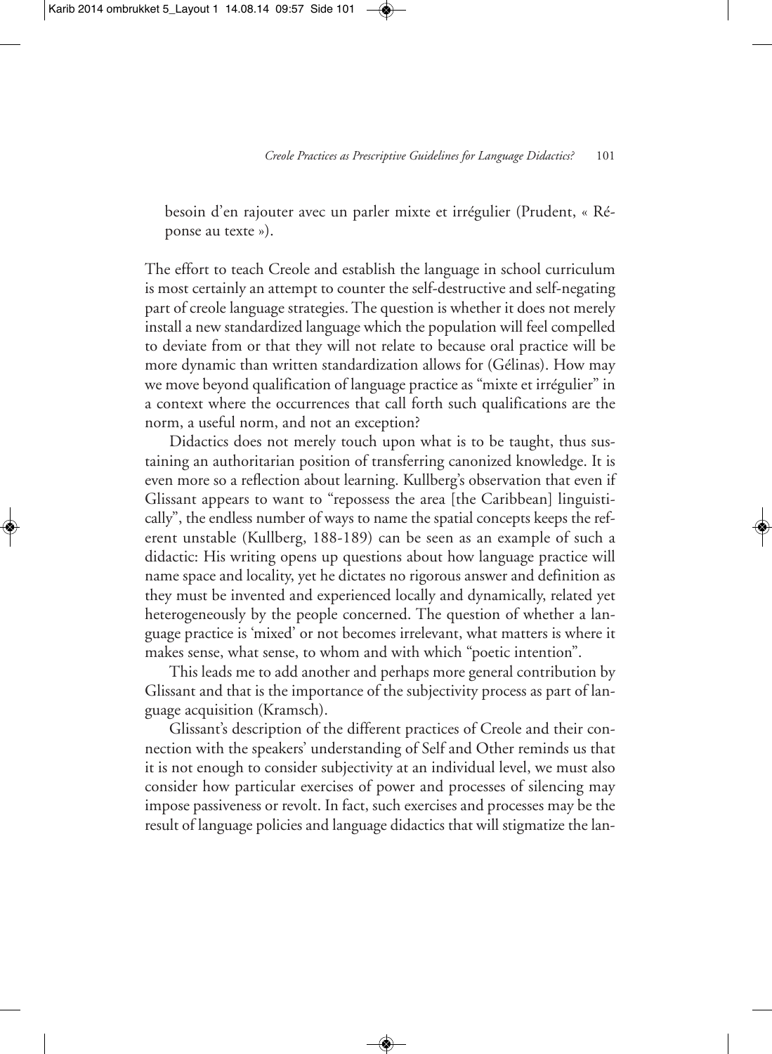besoin d'en rajouter avec un parler mixte et irrégulier (Prudent, « Réponse au texte »).

The effort to teach Creole and establish the language in school curriculum is most certainly an attempt to counter the self-destructive and self-negating part of creole language strategies. The question is whether it does not merely install a new standardized language which the population will feel compelled to deviate from or that they will not relate to because oral practice will be more dynamic than written standardization allows for (Gélinas). How may we move beyond qualification of language practice as "mixte et irrégulier" in a context where the occurrences that call forth such qualifications are the norm, a useful norm, and not an exception?

Didactics does not merely touch upon what is to be taught, thus sustaining an authoritarian position of transferring canonized knowledge. It is even more so a reflection about learning. Kullberg's observation that even if Glissant appears to want to "repossess the area [the Caribbean] linguistically", the endless number of ways to name the spatial concepts keeps the referent unstable (Kullberg, 188-189) can be seen as an example of such a didactic: His writing opens up questions about how language practice will name space and locality, yet he dictates no rigorous answer and definition as they must be invented and experienced locally and dynamically, related yet heterogeneously by the people concerned. The question of whether a language practice is 'mixed' or not becomes irrelevant, what matters is where it makes sense, what sense, to whom and with which "poetic intention".

This leads me to add another and perhaps more general contribution by Glissant and that is the importance of the subjectivity process as part of language acquisition (Kramsch).

Glissant's description of the different practices of Creole and their connection with the speakers' understanding of Self and Other reminds us that it is not enough to consider subjectivity at an individual level, we must also consider how particular exercises of power and processes of silencing may impose passiveness or revolt. In fact, such exercises and processes may be the result of language policies and language didactics that will stigmatize the lan-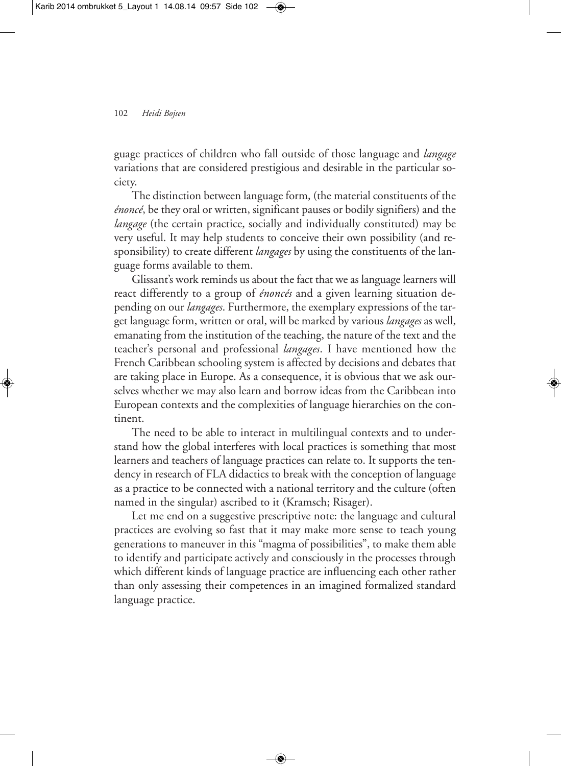guage practices of children who fall outside of those language and *langage* variations that are considered prestigious and desirable in the particular society.

The distinction between language form, (the material constituents of the *énoncé*, be they oral or written, significant pauses or bodily signifiers) and the *langage* (the certain practice, socially and individually constituted) may be very useful. It may help students to conceive their own possibility (and responsibility) to create different *langages* by using the constituents of the language forms available to them.

Glissant's work reminds us about the fact that we as language learners will react differently to a group of *énoncés* and a given learning situation depending on our *langages*. Furthermore, the exemplary expressions of the target language form, written or oral, will be marked by various *langages* as well, emanating from the institution of the teaching, the nature of the text and the teacher's personal and professional *langages*. I have mentioned how the French Caribbean schooling system is affected by decisions and debates that are taking place in Europe. As a consequence, it is obvious that we ask ourselves whether we may also learn and borrow ideas from the Caribbean into European contexts and the complexities of language hierarchies on the continent.

The need to be able to interact in multilingual contexts and to understand how the global interferes with local practices is something that most learners and teachers of language practices can relate to. It supports the tendency in research of FLA didactics to break with the conception of language as a practice to be connected with a national territory and the culture (often named in the singular) ascribed to it (Kramsch; Risager).

Let me end on a suggestive prescriptive note: the language and cultural practices are evolving so fast that it may make more sense to teach young generations to maneuver in this "magma of possibilities", to make them able to identify and participate actively and consciously in the processes through which different kinds of language practice are influencing each other rather than only assessing their competences in an imagined formalized standard language practice.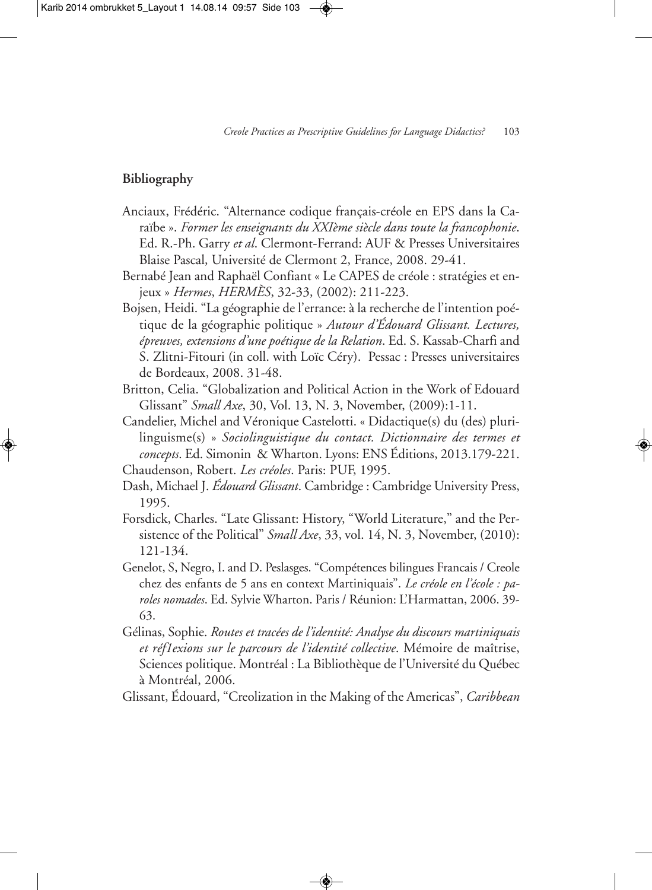## Bibliography

Anciaux, Frédéric. "Alternance codique français-créole en EPS dans la Caraïbe ». *Former les enseignants du XXIème siècle dans toute la francophonie*. Ed. R.-Ph. Garry *et al*. Clermont-Ferrand: AUF & Presses Universitaires Blaise Pascal, Université de Clermont 2, France, 2008. 29-41.

Bernabé Jean and Raphaël Confiant « Le CAPES de créole : stratégies et enjeux » *Hermes*, *HERMÈS*, 32-33, (2002): 211-223.

Bojsen, Heidi. "La géographie de l'errance: à la recherche de l'intention poétique de la géographie politique » *Autour d'Édouard Glissant. Lectures, épreuves, extensions d'une poétique de la Relation*. Ed. S. Kassab-Charfi and S. Zlitni-Fitouri (in coll. with Loïc Céry). Pessac : Presses universitaires de Bordeaux, 2008. 31-48.

Britton, Celia. "Globalization and Political Action in the Work of Edouard Glissant" *Small Axe*, 30, Vol. 13, N. 3, November, (2009):1-11.

Candelier, Michel and Véronique Castelotti. « Didactique(s) du (des) plurilinguisme(s) » *Sociolinguistique du contact. Dictionnaire des termes et concepts*. Ed. Simonin & Wharton. Lyons: ENS Éditions, 2013.179-221.

Chaudenson, Robert. *Les créoles*. Paris: PUF, 1995.

Dash, Michael J. *Édouard Glissant*. Cambridge : Cambridge University Press, 1995.

Forsdick, Charles. "Late Glissant: History, "World Literature," and the Persistence of the Political" *Small Axe*, 33, vol. 14, N. 3, November, (2010): 121-134.

Genelot, S, Negro, I. and D. Peslasges. "Compétences bilingues Francais / Creole chez des enfants de 5 ans en context Martiniquais". *Le créole en l'école : paroles nomades*. Ed. Sylvie Wharton. Paris / Réunion: L'Harmattan, 2006. 39-63.

Gélinas, Sophie. *Routes et tracées de l'identité: Analyse du discours martiniquais et réf1exions sur le parcours de l'identité collective*. Mémoire de maîtrise, Sciences politique. Montréal : La Bibliothèque de l'Université du Québec à Montréal, 2006.

Glissant, Édouard, "Creolization in the Making of the Americas", *Caribbean*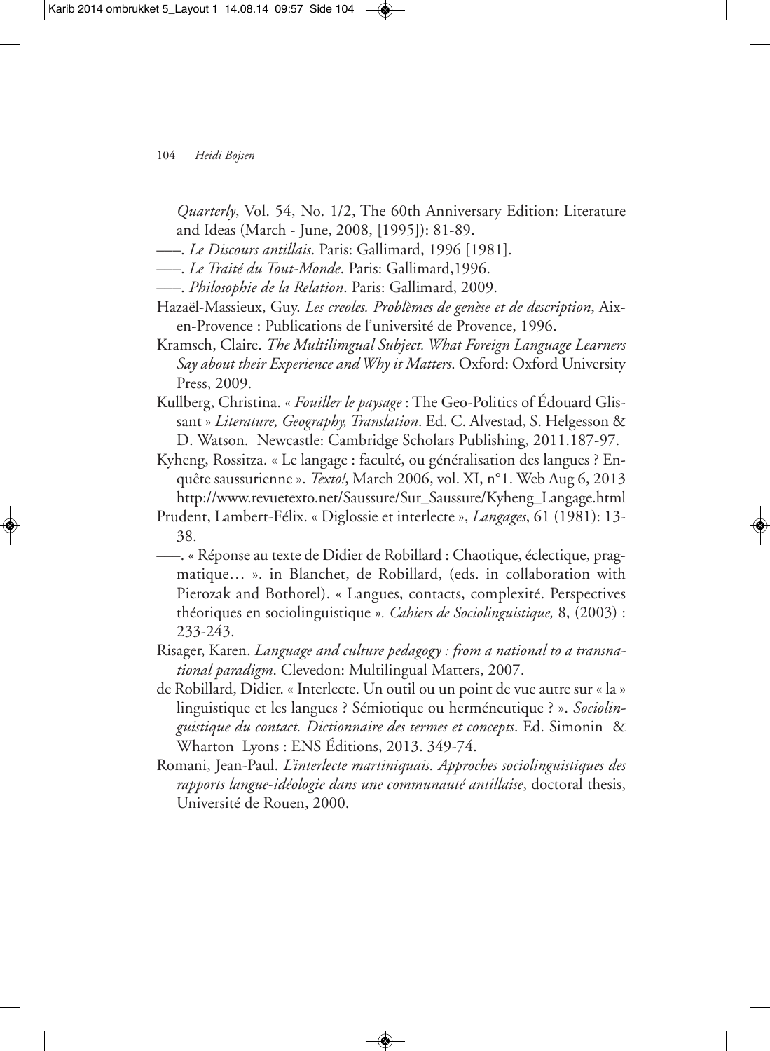*Quarterly*, Vol. 54, No. 1/2, The 60th Anniversary Edition: Literature and Ideas (March - June, 2008, [1995]): 81-89.

——. *Le Discours antillais*. Paris: Gallimard, 1996 [1981].

——. *Le Traité du Tout-Monde*. Paris: Gallimard,1996.

——. *Philosophie de la Relation*. Paris: Gallimard, 2009.

Hazaël-Massieux, Guy. *Les creoles. Problèmes de genèse et de description*, Aix-en-Provence : Publications de l'université de Provence, 1996.

Kramsch, Claire. *The Multilimgual Subject. What Foreign Language Learners Say about their Experience and Why it Matters*. Oxford: Oxford University Press, 2009.

Kullberg, Christina. « *Fouiller le paysage* : The Geo-Politics of Édouard Glissant » *Literature, Geography, Translation*. Ed. C. Alvestad, S. Helgesson & D. Watson. Newcastle: Cambridge Scholars Publishing, 2011.187-97.

Kyheng, Rossitza. « Le langage : faculté, ou généralisation des langues ? Enquête saussurienne ». *Texto!*, March 2006, vol. XI, n°1. Web Aug 6, 2013 http://www.revuetexto.net/Saussure/Sur_Saussure/Kyheng_Langage.html

Prudent, Lambert-Félix. « Diglossie et interlecte », *Langages*, 61 (1981): 13-38.

——. « Réponse au texte de Didier de Robillard : Chaotique, éclectique, pragmatique… ». in Blanchet, de Robillard, (eds. in collaboration with Pierozak and Bothorel). « Langues, contacts, complexité. Perspectives théoriques en sociolinguistique ». *Cahiers de Sociolinguistique,* 8, (2003) : 233-243.

Risager, Karen. *Language and culture pedagogy : from a national to a transnational paradigm*. Clevedon: Multilingual Matters, 2007.

de Robillard, Didier. « Interlecte. Un outil ou un point de vue autre sur « la » linguistique et les langues ? Sémiotique ou herméneutique ? ». *Sociolinguistique du contact. Dictionnaire des termes et concepts*. Ed. Simonin & Wharton Lyons : ENS Éditions, 2013. 349-74.

Romani, Jean-Paul. *L'interlecte martiniquais. Approches sociolinguistiques des rapports langue-idéologie dans une communauté antillaise*, doctoral thesis, Université de Rouen, 2000.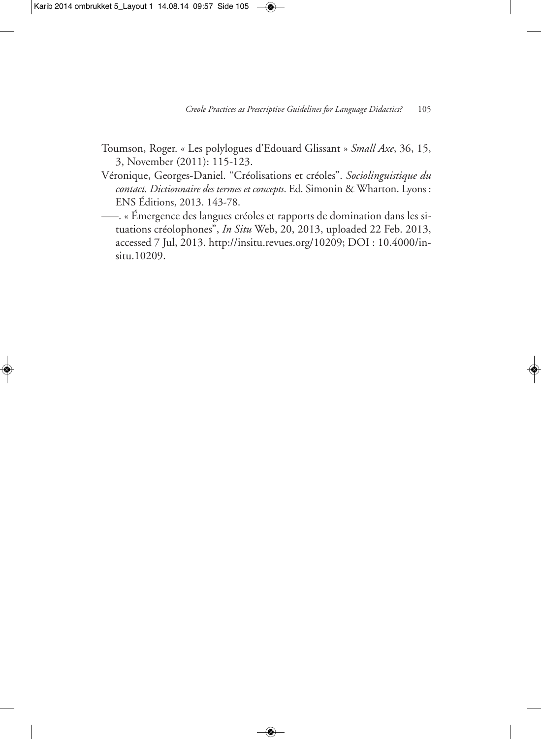Toumson, Roger. « Les polylogues d'Edouard Glissant » *Small Axe*, 36, 15, 3, November (2011): 115-123.

Véronique, Georges-Daniel. "Créolisations et créoles". *Sociolinguistique du contact. Dictionnaire des termes et concepts*. Ed. Simonin & Wharton. Lyons : ENS Éditions, 2013. 143-78.

–––. « Émergence des langues créoles et rapports de domination dans les situations créolophones", *In Situ* Web, 20, 2013, uploaded 22 Feb. 2013, accessed 7 Jul, 2013. http://insitu.revues.org/10209; DOI : 10.4000/insitu.10209.